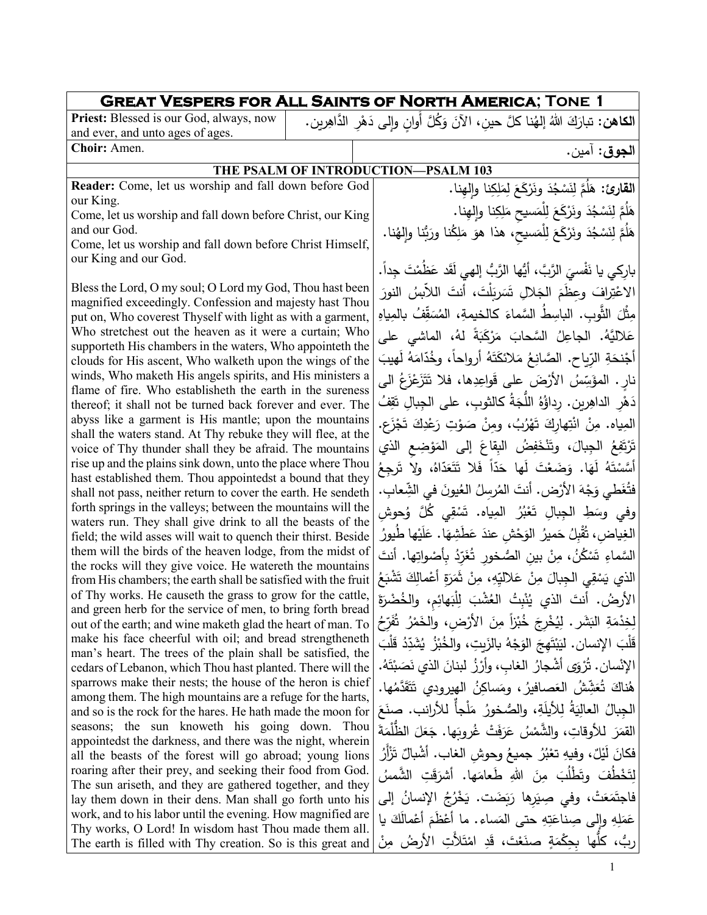# Great Vespers for All Saints of North America; Tone 1

| | |
|---|---|
| **Priest:** Blessed is our God, always, now and ever, and unto ages of ages. | **الكاهن:** تبارَكَ اللهُ إلهُنا كلَّ حينٍ، الآنَ وَكُلَّ أوانٍ وإلى دَهْرِ الدَّاهِرين. |
| **Choir:** Amen. | **الجوق:** آمين. |

## THE PSALM OF INTRODUCTION—PSALM 103

| | |
|---|---|
| **Reader:** Come, let us worship and fall down before God our King.<br>Come, let us worship and fall down before Christ, our King and our God.<br>Come, let us worship and fall down before Christ Himself, our King and our God. | **القارئ:** هَلُمَّ لِنَسْجُدَ ونَرْكَعَ لِمَلِكِنا وإلهِنا.<br>هَلُمَّ لِنَسْجُدَ ونَرْكَعَ لِلْمَسيحِ مَلِكِنا وإلهِنا.<br>هَلُمَّ لِنَسْجُدَ ونَرْكَعَ لِلْمَسيحِ، هذا هوَ مَلِكُنا ورَبُّنا وإلهُنا. |
| Bless the Lord, O my soul; O Lord my God, Thou hast been magnified exceedingly. Confession and majesty hast Thou put on, Who coverest Thyself with light as with a garment, Who stretchest out the heaven as it were a curtain; Who supporteth His chambers in the waters, Who appointeth the clouds for His ascent, Who walketh upon the wings of the winds, Who maketh His angels spirits, and His ministers a flame of fire. Who establisheth the earth in the sureness thereof; it shall not be turned back forever and ever. The abyss like a garment is His mantle; upon the mountains shall the waters stand. At Thy rebuke they will flee, at the voice of Thy thunder shall they be afraid. The mountains rise up and the plains sink down, unto the place where Thou hast established them. Thou appointedst a bound that they shall not pass, neither return to cover the earth. He sendeth forth springs in the valleys; between the mountains will the waters run. They shall give drink to all the beasts of the field; the wild asses will wait to quench their thirst. Beside them will the birds of the heaven lodge, from the midst of the rocks will they give voice. He watereth the mountains from His chambers; the earth shall be satisfied with the fruit of Thy works. He causeth the grass to grow for the cattle, and green herb for the service of men, to bring forth bread out of the earth; and wine maketh glad the heart of man. To make his face cheerful with oil; and bread strengtheneth man's heart. The trees of the plain shall be satisfied, the cedars of Lebanon, which Thou hast planted. There will the sparrows make their nests; the house of the heron is chief among them. The high mountains are a refuge for the harts, and so is the rock for the hares. He hath made the moon for seasons; the sun knoweth his going down. Thou appointedst the darkness, and there was the night, wherein all the beasts of the forest will go abroad; young lions roaring after their prey, and seeking their food from God. The sun ariseth, and they are gathered together, and they lay them down in their dens. Man shall go forth unto his work, and to his labor until the evening. How magnified are Thy works, O Lord! In wisdom hast Thou made them all. The earth is filled with Thy creation. So is this great and | بارِكي يا نَفْسيَ الرَّبَّ، أيُّها الرَّبُّ إلهي لَقَد عَظُمْتَ جِداً. الاعْتِرافَ وعِظَمَ الجَلالِ تَسَربَلْتَ، أنتَ اللابِسُ النورَ مِثْلَ الثَّوبِ. الباسِطُ السَّماءَ كالخيمةِ، المُسَقِّفُ بالمِياهِ عَلالِيَّهُ. الجاعِلُ السَّحابَ مَرْكَبَةً لهُ، الماشي على أجْنحَةِ الرِّياحِ. الصَّانِعُ مَلائكَتَهُ أرواحاً، وخُدّامَهُ لَهيبَ نارٍ. المؤَسِّسُ الأرْضَ على قَواعِدِها، فلا تَتَزَعْزَعُ الى دَهْرِ الداهِرين. رِداؤُهُ اللُّجَةُ كالثوبِ، على الجِبالِ تَقِفُ المِياه. مِنْ انْتِهارِكَ تَهْرُبُ، ومِنْ صَوْتِ رَعْدِكَ تَجْزَع. تَرْتَفِعُ الجِبالَ، وتَنْخَفِضُ البِقاعَ إلى المَوْضِعِ الذي أَسَّسْتَهُ لَهَا. وَضَعْتَ لَها حَدّاً فَلا تَتَعَدّاهُ، ولا تَرجِعُ فتُغَطي وَجْهَ الأرْض. أنتَ المُرسِلُ العُيونَ في الشِّعابِ. وفي وسَطِ الجِبالِ تَعْبُرُ المِياه. تَسْقِي كُلَّ وُحوشِ الغِياضِ، تُقْبِلُ حَميرُ الوَحْشِ عندَ عَطَشِهَا. عَلَيْها طُيورُ السَّماءِ تَسْكُنُ، مِنْ بينِ الصُّخورِ تُغَرِّدُ بِأصْواتِها. أنتَ الذي يَسْقِي الجِبالَ مِنْ عَلاليّهِ، مِنْ ثَمَرَةِ أعْمالِكَ تَشْبَعُ الأرْض. أنتَ الذي يُنْبِتُ العُشْبَ لِلْبَهائِمِ، والخُضْرَةَ لِخِدْمَةِ البَشَر. لِيُخْرِجَ خُبْزاً مِنَ الأرْضِ، والخَمْرُ تُفَرِّحُ قَلْبَ الإنسانِ. لِيَبْتَهِجَ الوَجْهُ بالزَيتِ، والخُبْزُ يُشَدِّدُ قَلْبَ الإنْسان. تُرْوَى أشْجارُ الغابِ، وأرْزُ لبنانَ الذي نَصَبْتَهُ. هُناكَ تُعَشِّشُ العَصافيرُ، ومَساكِنُ الهيرودي تَتَقَدَّمُها. الجِبالُ العالِيَةُ لِلأيِلَةِ، والصُّخورُ مَلْجأٌ للأرانب. صنَعَ القَمَرَ للأوقاتِ، والشَّمْسُ عَرَفَتْ غُروبَها. جَعَلَ الظُّلْمَةَ فكانَ لَيْلٌ، وفيهِ تعْبُرُ جميعُ وحوشِ الغاب. أشْبالٌ تَزْأَرُ لِتَخْطُفَ وتَطْلُبَ مِنَ اللهِ طَعامَها. أشرَقَتِ الشَّمسُ فاجتَمَعَتْ، وفي صِيَرِها رَبَضَت. يَخْرُجُ الإنسانُ إلى عَمَلِهِ وإلى صِناعَتِهِ حتى المَساء. ما أعْظَمَ أعْمالَكَ يا ربُّ، كلُّها بِحِكْمَةٍ صنَعْتَ، قَدِ امْتَلأَتِ الأرضُ مِنْ |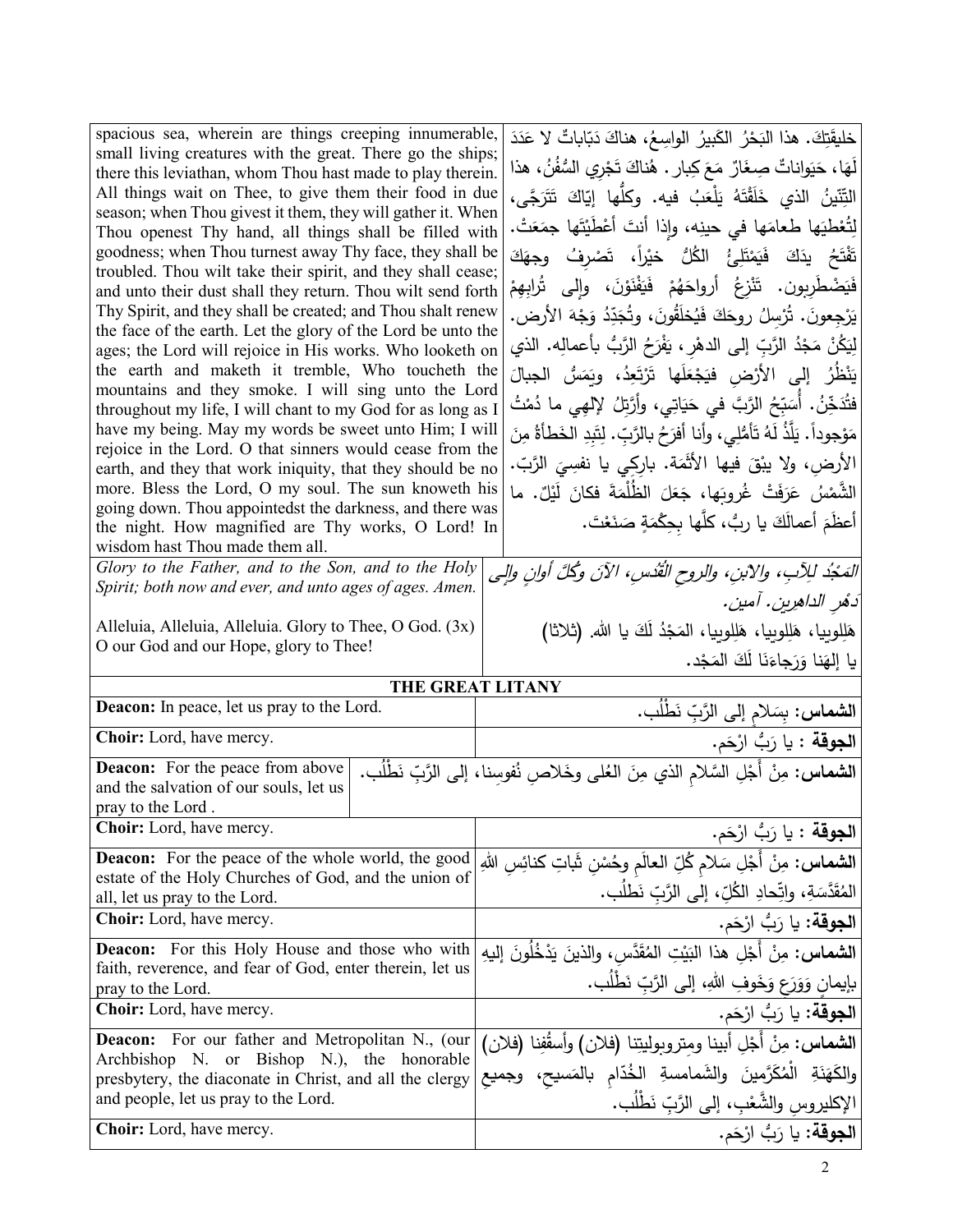| | |
|---|---|
| spacious sea, wherein are things creeping innumerable, small living creatures with the great. There go the ships; there this leviathan, whom Thou hast made to play therein. All things wait on Thee, to give them their food in due season; when Thou givest it them, they will gather it. When Thou openest Thy hand, all things shall be filled with goodness; when Thou turnest away Thy face, they shall be troubled. Thou wilt take their spirit, and they shall cease; and unto their dust shall they return. Thou wilt send forth Thy Spirit, and they shall be created; and Thou shalt renew the face of the earth. Let the glory of the Lord be unto the ages; the Lord will rejoice in His works. Who looketh on the earth and maketh it tremble, Who toucheth the mountains and they smoke. I will sing unto the Lord throughout my life, I will chant to my God for as long as I have my being. May my words be sweet unto Him; I will rejoice in the Lord. O that sinners would cease from the earth, and they that work iniquity, that they should be no more. Bless the Lord, O my soul. The sun knoweth his going down. Thou appointedst the darkness, and there was the night. How magnified are Thy works, O Lord! In wisdom hast Thou made them all. | خليقَتِكَ. هذا البَحْرُ الكَبيرُ الواسِعُ، هناكَ دَبّاباتٌ لا عَدَدَ لَهَا، حَيَواناتٌ صِغارٌ مَعَ كِبار. هُنَاكَ تَجْرِي السُّفُنُ، هذا التِّنِّينُ الذي خَلَقْتَهُ يَلْعَبُ فيه. وكلُّها إيّاكَ تَتَرَجَّى، لِتُعْطِيَها طعامَها في حينِه، وإذا أنتَ أعْطَيْتَها جمَعَتْ. تَفْتَحُ يدَكَ فَيَمْتَلِئُ الكُلُّ خيْراً، تَصْرِفُ وجهَكَ فَيَضْطَرِبون. تَنْزِعُ أرواحَهُمْ فَيَفْنَوْنَ، وإلى تُرابِهِمْ يَرْجِعونَ. تُرْسِلُ روحَكَ فَيُخلَقُونَ، وتُجَدِّدُ وَجْهَ الأرض. لِيَكُنْ مَجْدُ الرَّبِّ إلى الدهْرِ، يَفْرَحُ الرَّبُّ بأعمالِه. الذي يَنْظُرُ إلى الأرْضِ فيَجْعَلَها تَرْتَعِدُ، ويَمَسُّ الجبالَ فتُدَخِّنُ. أُسَبِّحُ الرَّبَّ في حَيَاتِي، وأرَتِّلُ لإلهِي ما دُمْتُ مَوْجوداً. يَلَذُّ لَهُ تَأمُّلِي، وأنا أفرَحُ بالرَّبِّ. لِتَبِدِ الخَطأةُ مِنَ الأرضِ، ولا يبْقَ فيها الأثَمَة. بارِكِي يا نفسِيَ الرَّبّ. الشَّمْسُ عَرَفَتْ غُروبَها، جَعَلَ الظُّلْمَةَ فكانَ لَيْلٌ. ما أعظَمَ أعمالَكَ يا ربُّ، كلَّها بِحِكْمَةٍ صَنَعْتَ. |
| *Glory to the Father, and to the Son, and to the Holy Spirit; both now and ever, and unto ages of ages. Amen.*<br><br>Alleluia, Alleluia, Alleluia. Glory to Thee, O God. (3x)<br>O our God and our Hope, glory to Thee! | *المَجْدُ لِلآبِ، والابنِ، والروحِ القُدُسِ، الآنَ وكُلَّ أوانٍ وإلى دَهْرِ الداهرين. آمين.*<br><br>هَلِلويا، هَلِلويا، هَلِلويا، المَجْدُ لَكَ يا الله. (ثلاثا)<br>يا إلَهَنا وَرَجاءَنَا لَكَ المَجْد. |

## THE GREAT LITANY

| | |
|---|---|
| **Deacon:** In peace, let us pray to the Lord. | **الشماس:** بِسَلامٍ إلى الرَّبِّ نَطْلُب. |
| **Choir:** Lord, have mercy. | **الجوقة :** يا رَبُّ ارْحَم. |
| **Deacon:** For the peace from above and the salvation of our souls, let us pray to the Lord . | **الشماس:** مِنْ أجْلِ السَّلامِ الذي مِنَ العُلى وخَلاصِ نُفوسِنا، إلى الرَّبِّ نَطْلُب. |
| **Choir:** Lord, have mercy. | **الجوقة :** يا رَبُّ ارْحَم. |
| **Deacon:** For the peace of the whole world, the good estate of the Holy Churches of God, and the union of all, let us pray to the Lord. | **الشماس:** مِنْ أَجْلِ سَلامِ كُلِّ العالَمِ وحُسْنِ ثَباتِ كنائِسِ اللهِ المُقَدَّسَةِ، واتِّحادِ الكُلِّ، إلى الرَّبِّ نَطْلُب. |
| **Choir:** Lord, have mercy. | **الجوقة:** يا رَبُّ ارْحَم. |
| **Deacon:** For this Holy House and those who with faith, reverence, and fear of God, enter therein, let us pray to the Lord. | **الشماس:** مِنْ أَجْلِ هذا البَيْتِ المُقَدَّسِ، والذينَ يَدْخُلُونَ إليهِ بإيمانٍ وَوَرَعٍ وَخَوفِ اللهِ، إلى الرَّبِّ نَطْلُب. |
| **Choir:** Lord, have mercy. | **الجوقة:** يا رَبُّ ارْحَم. |
| **Deacon:** For our father and Metropolitan N., (our Archbishop N. or Bishop N.), the honorable presbytery, the diaconate in Christ, and all the clergy and people, let us pray to the Lord. | **الشماس:** مِنْ أَجْلِ أبينا ومِتروبوليتِنا (فلان) وأسقُفِنا (فلان) والكَهَنَةِ المُكَرَّمينَ والشَمامسةِ الخُدّامِ بالمَسيحِ، وجميعِ الإكليروسِ والشَّعْبِ، إلى الرَّبِّ نَطْلُب. |
| **Choir:** Lord, have mercy. | **الجوقة:** يا رَبُّ ارْحَم. |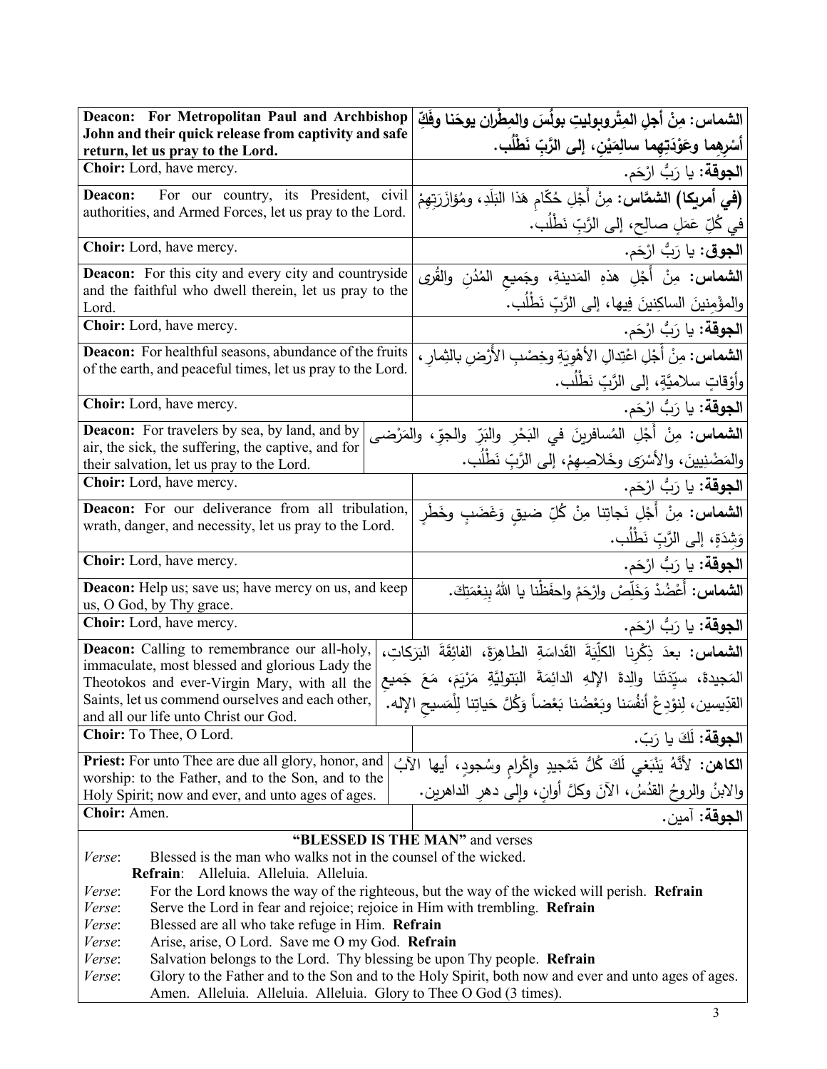| English | Arabic |
|---|---|
| **Deacon: For Metropolitan Paul and Archbishop John and their quick release from captivity and safe return, let us pray to the Lord.** | **الشماس: مِنْ أجلِ المِتْروبوليتِ بولُسَ والمِطْران يوحَنا وفَكِّ أَسْرِهِما وعَوْدَتِهِما سالِمَيْنِ، إلى الرَّبِّ نَطْلُب.** |
| **Choir:** Lord, have mercy. | **الجوقة:** يا رَبُّ ارْحَم. |
| **Deacon:** For our country, its President, civil authorities, and Armed Forces, let us pray to the Lord. | **(في أمريكا) الشمَّاس:** مِنْ أَجْلِ حُكّامِ هَذا البَلَدِ، ومُؤازَرَتِهِمْ في كُلِّ عَمَلٍ صالِحٍ، إلى الرَّبِّ نَطْلُب. |
| **Choir:** Lord, have mercy. | **الجوق:** يا رَبُّ ارْحَم. |
| **Deacon:** For this city and every city and countryside and the faithful who dwell therein, let us pray to the Lord. | **الشماس:** مِنْ أَجْلِ هذهِ المَدينةِ، وجَميعِ المُدُنِ والقُرى والمؤْمِنينَ الساكِنينَ فِيها، إلى الرَّبِّ نَطْلُب. |
| **Choir:** Lord, have mercy. | **الجوقة:** يا رَبُّ ارْحَم. |
| **Deacon:** For healthful seasons, abundance of the fruits of the earth, and peaceful times, let us pray to the Lord. | **الشماس:** مِنْ أَجْلِ اعْتِدالِ الأَهْوِيَةِ وخِصْبِ الأَرْضِ بالثِمارِ، وأَوْقاتٍ سلامِيَّةٍ، إلى الرَّبِّ نَطْلُب. |
| **Choir:** Lord, have mercy. | **الجوقة:** يا رَبُّ ارْحَم. |
| **Deacon:** For travelers by sea, by land, and by air, the sick, the suffering, the captive, and for their salvation, let us pray to the Lord. | **الشماس:** مِنْ أَجْلِ المُسافرينَ في البَحْرِ والبَرِّ والجوّ، والمَرْضى والمَضْنِيين، والأَسْرَى وخَلاصِهِمْ، إلى الرَّبِّ نَطْلُب. |
| **Choir:** Lord, have mercy. | **الجوقة:** يا رَبُّ ارْحَم. |
| **Deacon:** For our deliverance from all tribulation, wrath, danger, and necessity, let us pray to the Lord. | **الشماس:** مِنْ أَجْلِ نَجاتِنا مِنْ كُلِّ ضيقٍ وَغَضَبٍ وخَطَرٍ وَشِدَةٍ، إلى الرَّبِّ نَطْلُب. |
| **Choir:** Lord, have mercy. | **الجوقة:** يا رَبُّ ارْحَم. |
| **Deacon:** Help us; save us; have mercy on us, and keep us, O God, by Thy grace. | **الشماس:** أَعْضُدْ وَخَلِّصْ وارْحَمْ واحفَظْنا يا اللهُ بِنِعْمَتِكَ. |
| **Choir:** Lord, have mercy. | **الجوقة:** يا رَبُّ ارْحَم. |
| **Deacon:** Calling to remembrance our all-holy, immaculate, most blessed and glorious Lady the Theotokos and ever-Virgin Mary, with all the Saints, let us commend ourselves and each other, and all our life unto Christ our God. | **الشماس:** بعدَ ذِكْرِنا الكلِّيَةَ القَداسَةِ الطاهِرَةَ، الفائقَةَ البَرَكاتِ، المَجيدةَ، سيِّدَتَنا والدةَ الإلهِ الدائِمَةَ البَتوليَّةِ مَرْيَمَ، مَعَ جَميعِ القدّيسين، لِنوْدِعْ أنفُسَنا وبَعْضُنا بَعْضاً وَكُلَّ حَياتِنا لِلْمَسيحِ الإله. |
| **Choir:** To Thee, O Lord. | **الجوقة:** لَكَ يا رَبّ. |
| **Priest:** For unto Thee are due all glory, honor, and worship: to the Father, and to the Son, and to the Holy Spirit; now and ever, and unto ages of ages. | **الكاهن:** لأنَّهُ يَنْبَغي لَكَ كُلُّ تَمْجيدٍ وإكْرامٍ وسُجودٍ، أيها الآبُ والابنُ والروحُ القدُسُ، الآنَ وكلَّ أوانٍ، وإلى دهرِ الداهرين. |
| **Choir:** Amen. | **الجوقة:** آمين. |

**"BLESSED IS THE MAN"** and verses

*Verse*: Blessed is the man who walks not in the counsel of the wicked.
**Refrain**: Alleluia. Alleluia. Alleluia.

*Verse*: For the Lord knows the way of the righteous, but the way of the wicked will perish. **Refrain**

*Verse*: Serve the Lord in fear and rejoice; rejoice in Him with trembling. **Refrain**

*Verse*: Blessed are all who take refuge in Him. **Refrain**

*Verse*: Arise, arise, O Lord. Save me O my God. **Refrain**

*Verse*: Salvation belongs to the Lord. Thy blessing be upon Thy people. **Refrain**

*Verse*: Glory to the Father and to the Son and to the Holy Spirit, both now and ever and unto ages of ages. Amen. Alleluia. Alleluia. Alleluia. Glory to Thee O God (3 times).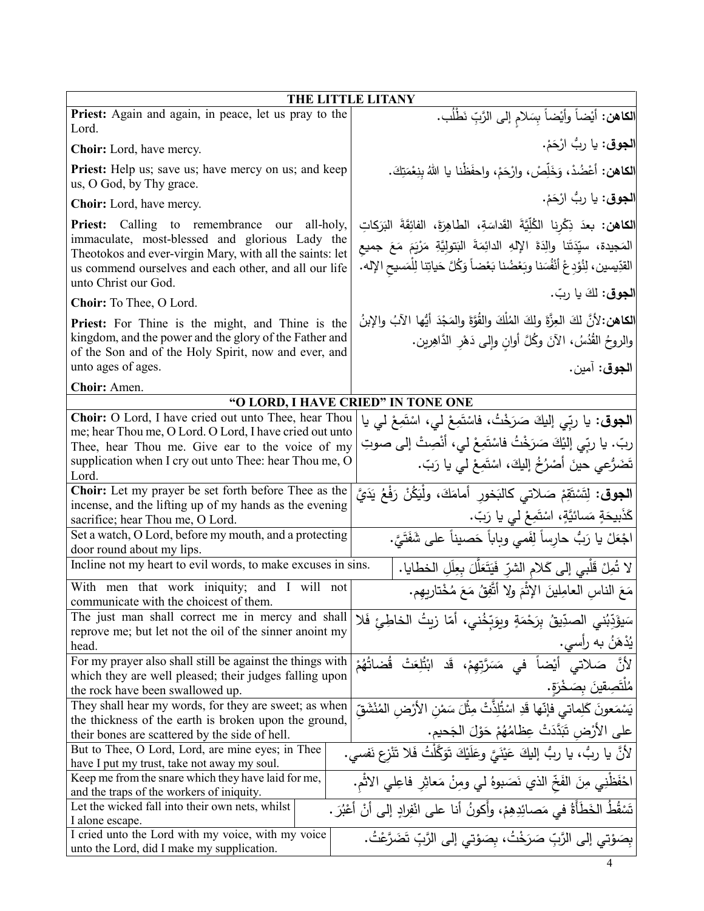| THE LITTLE LITANY | |
|---|---|
| **Priest:** Again and again, in peace, let us pray to the Lord. | **الكاهن:** أيْضاً وأيْضاً بِسَلامٍ إلى الرَّبِّ نَطْلُب. |
| **Choir:** Lord, have mercy. | **الجوق:** يا ربُّ ارْحَمْ. |
| **Priest:** Help us; save us; have mercy on us; and keep us, O God, by Thy grace. | **الكاهن:** أعْضُدْ، وَخَلِّصْ، وارْحَمْ، واحفَظْنا يا اللهُ بِنِعْمَتِكَ. |
| **Choir:** Lord, have mercy. | **الجوق:** يا ربُّ ارْحَمْ. |
| **Priest:** Calling to remembrance our all-holy, immaculate, most-blessed and glorious Lady the Theotokos and ever-virgin Mary, with all the saints: let us commend ourselves and each other, and all our life unto Christ our God. | **الكاهن:** بعدَ ذِكْرِنا الكُلِّيَّةَ القَداسَةِ، الطاهِرَةَ، الفائِقَةَ البَرَكاتِ المَجيدة، سيِّدَتَنا والِدَةَ الإلهِ الدائِمَةَ البَتولِيَّةِ مَرْيَمَ مَعَ جميعِ القدِّيسين، لِنُوْدِعْ أنفُسَنا وبَعْضُنا بَعْضاً وَكُلَّ حَياتِنا لِلْمَسيحِ الإله. |
| **Choir:** To Thee, O Lord. | **الجوق:** لكَ يا ربّ. |
| **Priest:** For Thine is the might, and Thine is the kingdom, and the power and the glory of the Father and of the Son and of the Holy Spirit, now and ever, and unto ages of ages. | **الكاهن:** لأنَّ لكَ العِزَّةَ ولكَ المُلْكَ والقُوَّةَ والمَجْدَ أيُّها الآبُ والابنُ والروحُ القُدُسُ، الآنَ وكُلَّ أوانٍ وإلى دَهْرِ الدَّاهِرين. |
| **Choir:** Amen. | **الجوق:** آمين. |
| **"O LORD, I HAVE CRIED" IN TONE ONE** | |
| **Choir:** O Lord, I have cried out unto Thee, hear Thou me; hear Thou me, O Lord. O Lord, I have cried out unto Thee, hear Thou me. Give ear to the voice of my supplication when I cry out unto Thee: hear Thou me, O Lord. | **الجوق:** يا ربِّي إليكَ صَرَخْتُ، فاسْتَمِعْ لي، اسْتَمِعْ لي يا ربّ. يا ربِّي إليْكَ صَرَخْتُ فاسْتَمِعْ لي، أنْصِتْ إلى صوتِ تَضَرُّعي حينَ أصْرُخُ إليكَ، اسْتَمِعْ لي يا رَبّ. |
| **Choir:** Let my prayer be set forth before Thee as the incense, and the lifting up of my hands as the evening sacrifice; hear Thou me, O Lord. | **الجوق:** لِتَسْتَقِمْ صَلاتي كالبَخورِ أمامَكَ، ولْيَكُنْ رَفْعُ يَدَيَّ كَذَبيحَةٍ مَسائيَّةٍ، اسْتَمِعْ لي يا رَبّ. |
| Set a watch, O Lord, before my mouth, and a protecting door round about my lips. | اجْعَلْ يا رَبُّ حارِساً لِفَمي وباباً حَصيناً على شَفَتَيَّ. |
| Incline not my heart to evil words, to make excuses in sins. | لا تُمِلْ قَلْبي إلى كَلامِ الشرِّ فَيَتَعَلَّلَ بِعِلَلِ الخطايا. |
| With men that work iniquity; and I will not communicate with the choicest of them. | مَعَ الناسِ العامِلينَ الإثْمَ ولا أتَّفِقُ مَعَ مُخْتاريهِم. |
| The just man shall correct me in mercy and shall reprove me; but let not the oil of the sinner anoint my head. | سَيؤَدِّبُني الصدِّيقُ بِرَحْمَةٍ ويوَبِّخُني، أمّا زيتُ الخاطِئِ فَلا يُدْهَنُ به رأسي. |
| For my prayer also shall still be against the things with which they are well pleased; their judges falling upon the rock have been swallowed up. | لأنَّ صَلاتي أيْضاً في مَسَرَّتِهِمْ، قَد ابْتُلِعَتْ قُضاتُهُمْ مُلْتَصِقينَ بِصَخْرَةٍ. |
| They shall hear my words, for they are sweet; as when the thickness of the earth is broken upon the ground, their bones are scattered by the side of hell. | يَسْمَعونَ كَلِماتي فإنّها قَدِ اسْتُلِذَّتْ مِثْلَ سَمْنِ الأرْضِ المُنْشَقِّ على الأرْضِ تَبَدَّدَتْ عِظامُهُمْ حَوْلَ الجَحيم. |
| But to Thee, O Lord, Lord, are mine eyes; in Thee have I put my trust, take not away my soul. | لأنَّ يا ربُّ، يا ربُّ إليكَ عَيْنَيَّ وعَلَيْكَ تَوَكَّلْتُ فَلا تَنْزِع نفسي. |
| Keep me from the snare which they have laid for me, and the traps of the workers of iniquity. | احْفَظْني مِنَ الفَخِّ الذي نَصَبوهُ لي ومِنْ مَعاثِرِ فاعِلي الاثْم. |
| Let the wicked fall into their own nets, whilst I alone escape. | تَسْقُطُ الخَطَأَةُ في مَصائِدِهِمْ، وأكونُ أنا على انْفِرادٍ إلى أنْ أعْبُرَ. |
| I cried unto the Lord with my voice, with my voice unto the Lord, did I make my supplication. | بِصَوْتي إلى الرَّبِّ صَرَخْتُ، بِصَوْتي إلى الرَّبِّ تَضَرَّعْتُ. |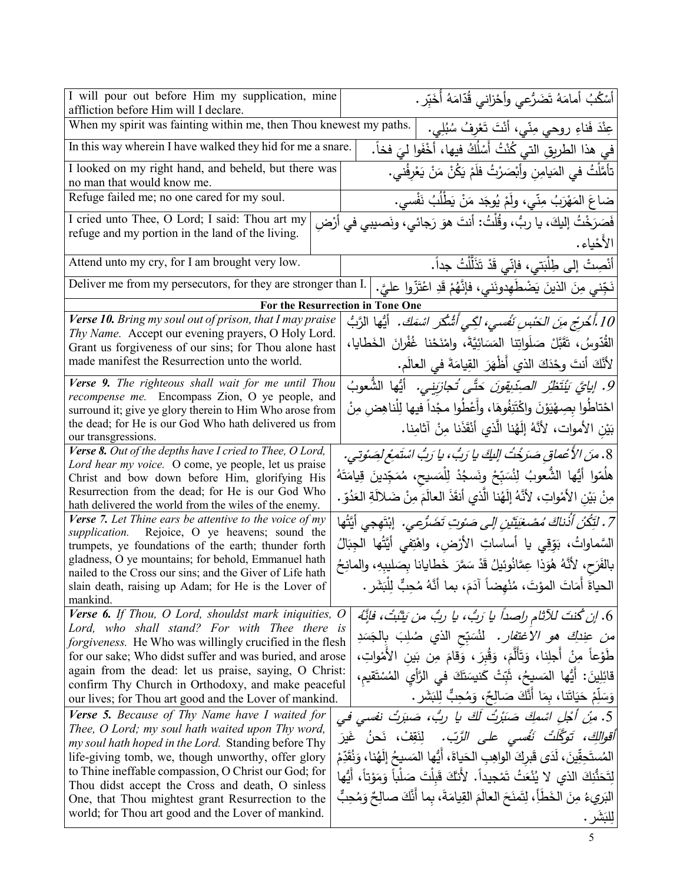| | |
|---|---|
| I will pour out before Him my supplication, mine affliction before Him will I declare. | أَسْكُبُ أمامَهُ تَضَرُّعي وأَحْزاني قُدّامَهُ أُخَبِّر. |
| When my spirit was fainting within me, then Thou knewest my paths. | عِنْدَ فَناءِ روحي مِنّي، أنْتَ تَعْرِفُ سُبُلِي. |
| In this way wherein I have walked they hid for me a snare. | في هذا الطريقِ التي كُنْتُ أَسْلُكُ فيها، أَخْفَوا ليَ فخاً. |
| I looked on my right hand, and beheld, but there was no man that would know me. | تأمَّلْتُ في المَيامِنِ وأَبْصَرْتُ فلَمْ يَكُنْ مَنْ يَعْرِفُني. |
| Refuge failed me; no one cared for my soul. | ضاعَ المَهْرَبُ مِنّي، ولَمْ يُوجَد مَنْ يَطْلُبُ نَفْسي. |
| I cried unto Thee, O Lord; I said: Thou art my refuge and my portion in the land of the living. | فَصَرَخْتُ إليكَ، يا ربُّ، وقُلْتُ: أنتَ هوَ رَجائي، ونَصيبي في أَرْضِ الأَحْياء. |
| Attend unto my cry, for I am brought very low. | أَنْصِتْ إلى طِلْبَتي، فإنّي قَدْ تَذَلَّلْتُ جداً. |
| Deliver me from my persecutors, for they are stronger than I. | نَجِّني مِنَ الذينَ يَضْطَهِدونَني، فإنَّهُمْ قَدِ اعْتَزّوا عليَّ. |

**For the Resurrection in Tone One**

| | |
|---|---|
| ***Verse 10.*** *Bring my soul out of prison, that I may praise Thy Name.* Accept our evening prayers, O Holy Lord. Grant us forgiveness of our sins; for Thou alone hast made manifest the Resurrection unto the world. | *10.أَخْرِجْ مِنَ الحَبْسِ نَفْسي، لكِي أَشْكُرَ اسْمَكَ.* أيُّها الرَّبُّ القُدّوسُ، تَقَبَّلْ صَلَواتِنا المَسَائِيَّةَ، وامْنَحْنا غُفْرانَ الخَطايا، لأنَّكَ أنتَ وحْدَكَ الذي أَظْهَرَ القيامَةَ في العالَم. |
| ***Verse 9.*** *The righteous shall wait for me until Thou recompense me.* Encompass Zion, O ye people, and surround it; give ye glory therein to Him Who arose from the dead; for He is our God Who hath delivered us from our transgressions. | *9. إيايَ يَنْتَظِرُ الصِدّيقونَ حَتَّى تُجازيَني.* أيُّها الشُّعوبُ احْتاطُوا بِصِهْيَوْنَ واكْتَنِفُوهَا، وأَعْطُوا فيها مجْداً لِلْناهِضِ مِنْ بَيْنِ الأمواتِ، لأنَّهُ إلَهُنا الَّذي أنْقَذَنا مِنْ آثامِنا. |
| ***Verse 8.*** *Out of the depths have I cried to Thee, O Lord, Lord hear my voice.* O come, ye people, let us praise Christ and bow down before Him, glorifying His Resurrection from the dead; for He is our God Who hath delivered the world from the wiles of the enemy. | *8. مِنَ الأَعْماقِ صَرَخْتُ إليكَ يا رَبُّ، يا رَبُّ اسْتَمِعْ لِصَوْتي.* هلُمّوا أيُّها الشُّعوبُ لِنُسَبِّحْ ونَسجُدْ لِلْمَسيحِ، مُمَجِّدينَ قِيامَتَهُ مِنْ بَيْنِ الأمْواتِ، لأنَّهُ إلَهُنا الَّذي أنقَذَ العالَمَ مِنْ ضَلالَةِ العَدُوّ. |
| ***Verse 7.*** *Let Thine ears be attentive to the voice of my supplication.* Rejoice, O ye heavens; sound the trumpets, ye foundations of the earth; thunder forth gladness, O ye mountains; for behold, Emmanuel hath nailed to the Cross our sins; and the Giver of Life hath slain death, raising up Adam; for He is the Lover of mankind. | *7. لِتَكُنْ أُذُناكَ مُصْغِيَتَيْنِ إلى صَوْتِ تَضَرُّعي.* إبْتَهِجي أيَّتُها السَّماواتُ، بَوِّقي يا أساساتِ الأَرْضِ، واهْتِفي أيَّتُها الجِبالُ بالفَرَحِ، لأنَّهُ هُوَذا عِمَّانوئيلُ قَدْ سَمَّرَ خَطايانا بِصَليبِهِ، والمانِحُ الحياةَ أَماتَ المَوْتَ، مُنْهِضاً آدَمَ، بما أنَّهُ مُحِبٌّ لِلْبَشَر. |
| ***Verse 6.*** *If Thou, O Lord, shouldst mark iniquities, O Lord, who shall stand? For with Thee there is forgiveness.* He Who was willingly crucified in the flesh for our sake; Who didst suffer and was buried, and arose again from the dead: let us praise, saying, O Christ: confirm Thy Church in Orthodoxy, and make peaceful our lives; for Thou art good and the Lover of mankind. | *6. إن كُنتَ للآثامِ راصِداً يا رَبُّ، يا ربُّ من يَثْبُتْ، فإنَّ من عِندِكَ هو الاغتفار.* لنُسَبِّحِ الذي صُلِبَ بِالجَسَدِ طَوْعاً مِنْ أَجلِنا، وَتَأَلَّمَ، وَقُبِرَ، وَقامَ مِن بَينِ الأَمْواتِ، قائِلِينَ: أيُّها المَسيحُ، ثَبِّتْ كَنيسَتَكَ في الرَّأيِ المُسْتَقيمِ، وَسَلِّمْ حَيَاتَنا، بِمَا أَنَّكَ صَالِحٌ، وَمُحِبٌّ لِلبَشَر. |
| ***Verse 5.*** *Because of Thy Name have I waited for Thee, O Lord; my soul hath waited upon Thy word, my soul hath hoped in the Lord.* Standing before Thy life-giving tomb, we, though unworthy, offer glory to Thine ineffable compassion, O Christ our God; for Thou didst accept the Cross and death, O sinless One, that Thou mightest grant Resurrection to the world; for Thou art good and the Lover of mankind. | *5. مِنْ أَجْلِ اسْمِكَ صَبَرْتُ لَكَ يا ربُّ، صَبَرَتْ نفسي في أقوالِكَ، تَوَكَّلَتْ نَفْسي على الرَّب.* لِنَقِفْ، نَحنُ غَيرَ المُستَحِقِّينَ، لَدَى قَبرِكَ الواهِبِ الحَياةَ، أَيُّها المَسيحُ إلَهُنا، وَنُقَدِّمْ لِتَحَنُّنِكَ الذي لا يُنْعَتُ تَمْجيداً. لأَنَّكَ قَبِلْتَ صَلْباً وَمَوْتاً، أَيُّها البَرِيءُ مِنَ الخَطَأ، لِتَمنَحَ العالَمَ القِيامَةَ، بِما أَنَّكَ صالِحٌ وَمُحِبٌّ لِلبَشَر. |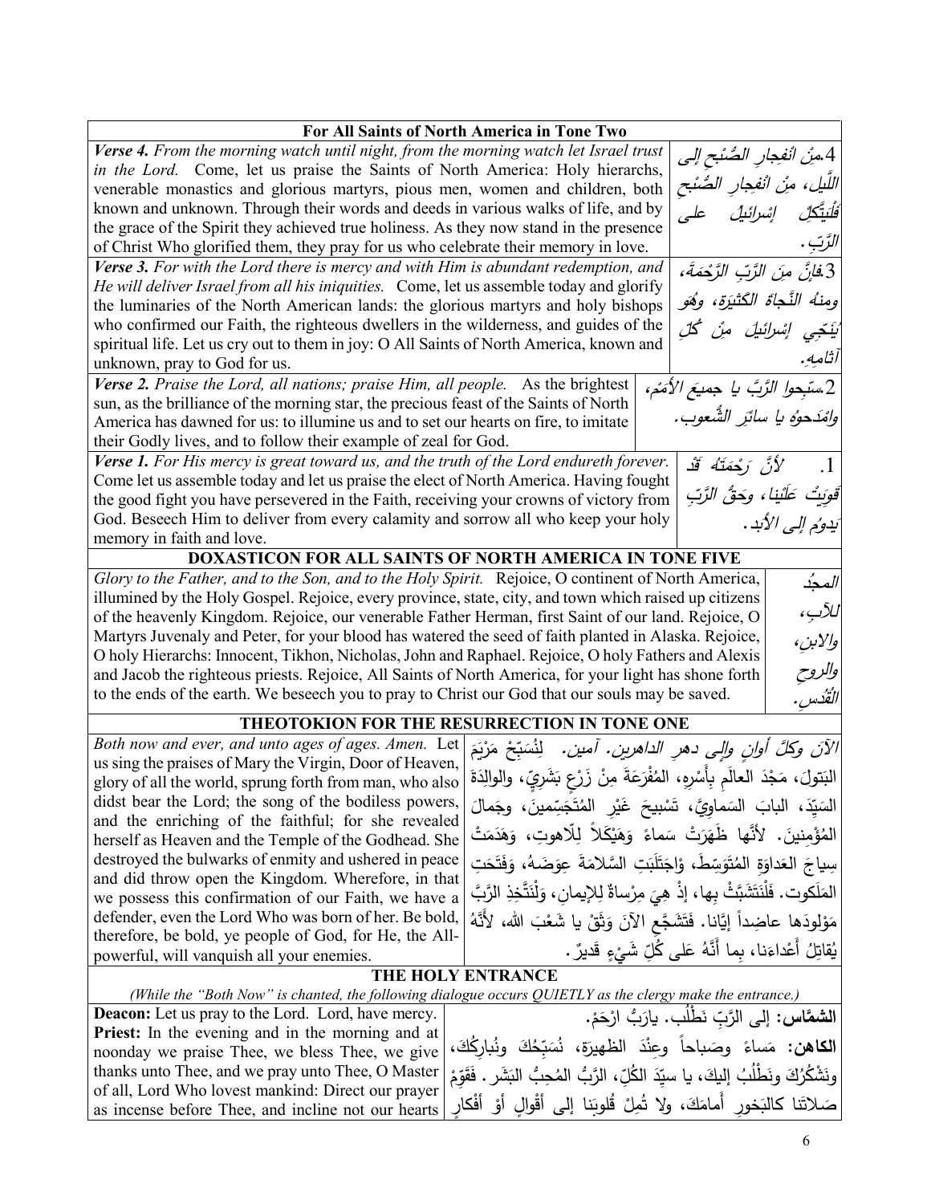| For All Saints of North America in Tone Two | |
|---|---|
| ***Verse 4.*** *From the morning watch until night, from the morning watch let Israel trust in the Lord.* Come, let us praise the Saints of North America: Holy hierarchs, venerable monastics and glorious martyrs, pious men, women and children, both known and unknown. Through their words and deeds in various walks of life, and by the grace of the Spirit they achieved true holiness. As they now stand in the presence of Christ Who glorified them, they pray for us who celebrate their memory in love. | 4.مِنْ انْفِجارِ الصُّبْحِ إلى اللَّيلِ، مِنْ انْفِجارِ الصُّبْحِ فَلْيَتَّكِلْ إسْرائيلُ على الرَّبِّ. |
| ***Verse 3.*** *For with the Lord there is mercy and with Him is abundant redemption, and He will deliver Israel from all his iniquities.* Come, let us assemble today and glorify the luminaries of the North American lands: the glorious martyrs and holy bishops who confirmed our Faith, the righteous dwellers in the wilderness, and guides of the spiritual life. Let us cry out to them in joy: O All Saints of North America, known and unknown, pray to God for us. | 3.فإنَّ مِنَ الرَّبِّ الرَّحْمَةَ، ومِنهُ النَّجاةُ الكَثيرَة، وهُوَ يُنَجّي إسْرائيلَ مِنْ كُلِّ آثامِهِ. |
| ***Verse 2.*** *Praise the Lord, all nations; praise Him, all people.* As the brightest sun, as the brilliance of the morning star, the precious feast of the Saints of North America has dawned for us: to illumine us and to set our hearts on fire, to imitate their Godly lives, and to follow their example of zeal for God. | 2.سبِّحوا الرَّبَّ يا جميعَ الأُمَمْ، وامْدَحوهُ يا سائرَ الشُّعوب. |
| ***Verse 1.*** *For His mercy is great toward us, and the truth of the Lord endureth forever.* Come let us assemble today and let us praise the elect of North America. Having fought the good fight you have persevered in the Faith, receiving your crowns of victory from God. Beseech Him to deliver from every calamity and sorrow all who keep your holy memory in faith and love. | 1. لأنَّ رَحْمَتَهُ قَدْ قَوِيَتْ عَلَينا، وحَقُّ الرَّبِّ يَدومُ إلى الأبد. |

| DOXASTICON FOR ALL SAINTS OF NORTH AMERICA IN TONE FIVE | |
|---|---|
| *Glory to the Father, and to the Son, and to the Holy Spirit.* Rejoice, O continent of North America, illumined by the Holy Gospel. Rejoice, every province, state, city, and town which raised up citizens of the heavenly Kingdom. Rejoice, our venerable Father Herman, first Saint of our land. Rejoice, O Martyrs Juvenaly and Peter, for your blood has watered the seed of faith planted in Alaska. Rejoice, O holy Hierarchs: Innocent, Tikhon, Nicholas, John and Raphael. Rejoice, O holy Fathers and Alexis and Jacob the righteous priests. Rejoice, All Saints of North America, for your light has shone forth to the ends of the earth. We beseech you to pray to Christ our God that our souls may be saved. | المجدُ للآبِ، والابنِ، والروحِ القُدُس. |

| THEOTOKION FOR THE RESURRECTION IN TONE ONE | |
|---|---|
| *Both now and ever, and unto ages of ages. Amen.* Let us sing the praises of Mary the Virgin, Door of Heaven, glory of all the world, sprung forth from man, who also didst bear the Lord; the song of the bodiless powers, and the enriching of the faithful; for she revealed herself as Heaven and the Temple of the Godhead. She destroyed the bulwarks of enmity and ushered in peace and did throw open the Kingdom. Wherefore, in that we possess this confirmation of our Faith, we have a defender, even the Lord Who was born of her. Be bold, therefore, be bold, ye people of God, for He, the All-powerful, will vanquish all your enemies. | الآنَ وكلَّ أوانٍ وإلى دهرِ الداهرين. آمين. لِنُسَبِّحْ مَرْيَمَ البَتولَ، مَجْدَ العالَمِ بِأَسْرِهِ، المُفْرَعَةَ مِنْ زَرْعٍ بَشَرِيٍّ، والوالِدَةَ السَيِّدَ، البابَ السَماوِيَّ، تَسْبيحَ غَيْرِ المُتَجَسِّمينَ، وجَمالَ المُؤْمِنينَ. لأنَّها ظَهَرَتْ سَماءً وَهَيْكَلاً لِلّاهوتِ، وَهَدَمَتْ سِياجَ العَداوَةِ المُتَوَسِّطَ، وَاجْتَلَبَتِ السَّلامَةَ عِوَضَهُ، وَفَتَحَتِ المَلَكوت. فَلْنَتَشَبَّثْ بِها، إذْ هِيَ مِرْساةٌ لِلإيمانِ، وَلْنَتَّخِذِ الرَّبَّ مَوْلودَها عاضِداً إيَّانا. فَتَشَجَّعِ الآنَ وَثِقْ يا شَعْبَ الله، لأَنَّهُ يُقاتِلُ أَعْداءَنا، بِما أَنَّهُ على كُلِّ شَيْءٍ قَديرٌ. |

### THE HOLY ENTRANCE

*(While the "Both Now" is chanted, the following dialogue occurs QUIETLY as the clergy make the entrance.)*

| | |
|---|---|
| **Deacon:** Let us pray to the Lord. Lord, have mercy. | **الشمَّاس:** إلى الرَّبِّ نَطْلُب. يارَبُّ ارْحَمْ. |
| **Priest:** In the evening and in the morning and at noonday we praise Thee, we bless Thee, we give thanks unto Thee, and we pray unto Thee, O Master of all, Lord Who lovest mankind: Direct our prayer as incense before Thee, and incline not our hearts | **الكاهن:** مَساءً وصَباحاً وعِنْدَ الظهيرَة، نُسَبِّحُكَ ونُبارِكُكَ، ونَشْكُرُكَ ونَطْلُبُ إليكَ، يا سيِّدَ الكُلِّ، الرَّبُّ المُحِبُّ البَشَر. فَقَوِّمْ صَلاتَنا كالبَخورِ أَمامَكَ، ولا تُمِلْ قُلوبَنا إلى أقْوالٍ أَوْ أفْكارٍ |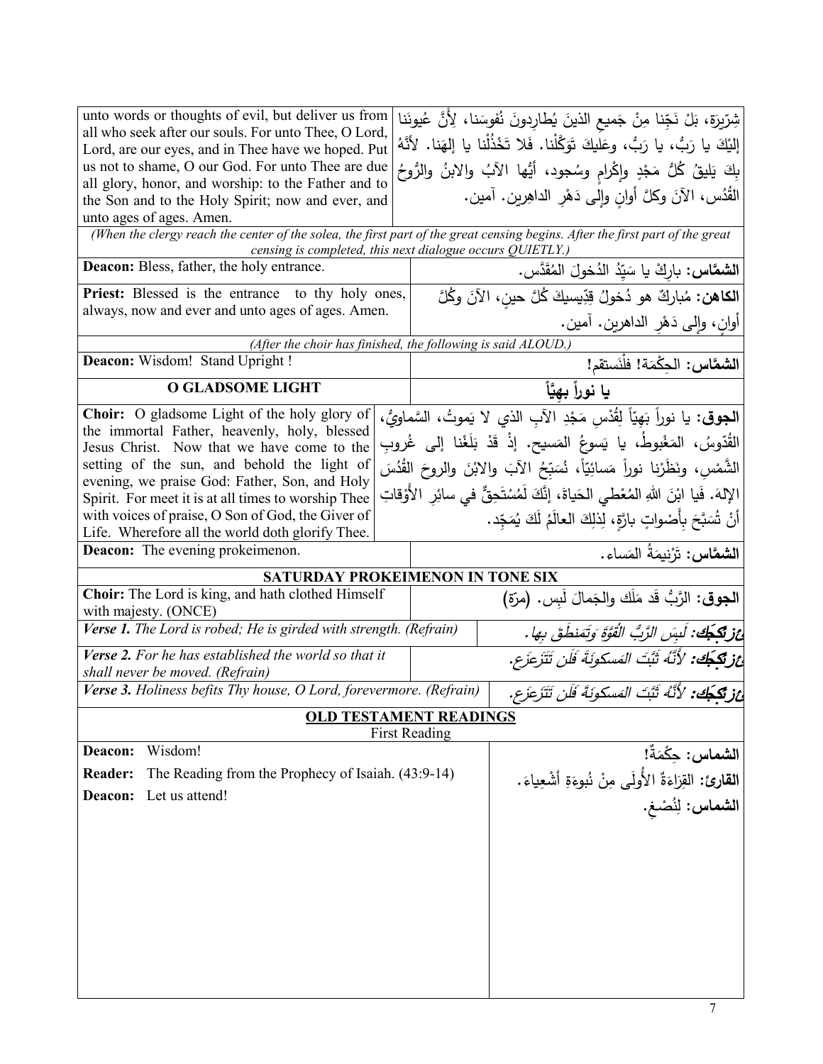| | |
|---|---|
| unto words or thoughts of evil, but deliver us from all who seek after our souls. For unto Thee, O Lord, Lord, are our eyes, and in Thee have we hoped. Put us not to shame, O our God. For unto Thee are due all glory, honor, and worship: to the Father and to the Son and to the Holy Spirit; now and ever, and unto ages of ages. Amen. | شِرّيرَة، بَلْ نَجِّنا مِنْ جَميعِ الذينَ يُطارِدونَ نُفوسَنا، لِأَنَّ عُيونَنا إِلَيْكَ يا رَبُّ، يا رَبُّ، وعَلَيكَ تَوَكَّلْنا. فَلا تَخْذُلْنا يا إلهَنا. لأنَّهُ بِكَ يَليقُ كُلُّ مَجْدٍ وإكْرامٍ وسُجود، أيُّها الآبُ والابنُ والرُّوحُ القُدُس، الآنَ وكلَّ أوانٍ وإلى دَهْرِ الداهِرين. آمين. |

*(When the clergy reach the center of the solea, the first part of the great censing begins. After the first part of the great censing is completed, this next dialogue occurs QUIETLY.)*

| | |
|---|---|
| **Deacon:** Bless, father, the holy entrance. | **الشمَّاس:** بارِكْ يا سَيِّدُ الدُخولَ المُقَدَّس. |
| **Priest:** Blessed is the entrance to thy holy ones, always, now and ever and unto ages of ages. Amen. | **الكاهن:** مُبارَكٌ هو دُخولُ قِدِّيسيكَ كُلَّ حينٍ، الآنَ وكُلَّ أوانٍ، وإلى دَهْرِ الداهرين. آمين. |

*(After the choir has finished, the following is said ALOUD.)*

| | |
|---|---|
| **Deacon:** Wisdom! Stand Upright ! | **الشمَّاس:** الحِكْمَة! فلْنَستقم! |

## O GLADSOME LIGHT — يا نوراً بهيّاً

| | |
|---|---|
| **Choir:** O gladsome Light of the holy glory of the immortal Father, heavenly, holy, blessed Jesus Christ. Now that we have come to the setting of the sun, and behold the light of evening, we praise God: Father, Son, and Holy Spirit. For meet it is at all times to worship Thee with voices of praise, O Son of God, the Giver of Life. Wherefore all the world doth glorify Thee. | **الجوق:** يا نوراً بَهِيّاً لِقُدْسِ مَجْدِ الآبِ الذي لا يَموتُ، السَّماويُّ، القُدّوسُ، المَغْبوطُ، يا يَسوعُ المَسيح. إذْ قَدْ بَلَغْنا إلى غُروبِ الشَّمْسِ، ونَظَرْنا نوراً مَسائِيّاً، نُسَبِّحُ الآبَ والابْنَ والروحَ القُدُسَ الإلهَ. فَيا ابْنَ اللهِ المُعْطي الحَياةَ، إنَّكَ لَمُسْتَحِقٌّ في سائِرِ الأَوْقاتِ أَنْ تُسَبَّحَ بِأَصْواتٍ بارَّةٍ، لِذلِكَ العالَمُ لَكَ يُمَجِّد. |
| **Deacon:** The evening prokeimenon. | **الشمَّاس:** تَرْنيمَةُ المَساء. |

## SATURDAY PROKEIMENON IN TONE SIX

| | |
|---|---|
| **Choir:** The Lord is king, and hath clothed Himself with majesty. (ONCE) | **الجوق:** الرَّبُّ قَد مَلَك والجَمالَ لَبِس. (مرّة) |
| ***Verse 1.*** *The Lord is robed; He is girded with strength. (Refrain)* | ***عزيز:*** *لَبِسَ الرَّبُّ القُوَّةَ وتَمَنطَقَ بها.* |
| ***Verse 2.*** *For he has established the world so that it shall never be moved. (Refrain)* | ***عزيز:*** *لأَنَّهُ ثَبَّتَ المَسكونَةَ فَلَن تَتَزَعزَع.* |
| ***Verse 3.*** *Holiness befits Thy house, O Lord, forevermore. (Refrain)* | ***عزيز:*** *لأَنَّهُ ثَبَّتَ المَسكونَةَ فَلَن تَتَزَعزَع.* |

## OLD TESTAMENT READINGS

First Reading

| | |
|---|---|
| **Deacon:** Wisdom! | **الشماس:** حِكْمَةٌ! |
| **Reader:** The Reading from the Prophecy of Isaiah. (43:9-14) | **القارئ:** القِرَاءَةُ الأُولَى مِنْ نُبوءَةِ أَشْعِياءَ. |
| **Deacon:** Let us attend! | **الشماس:** لِنُصْغِ. |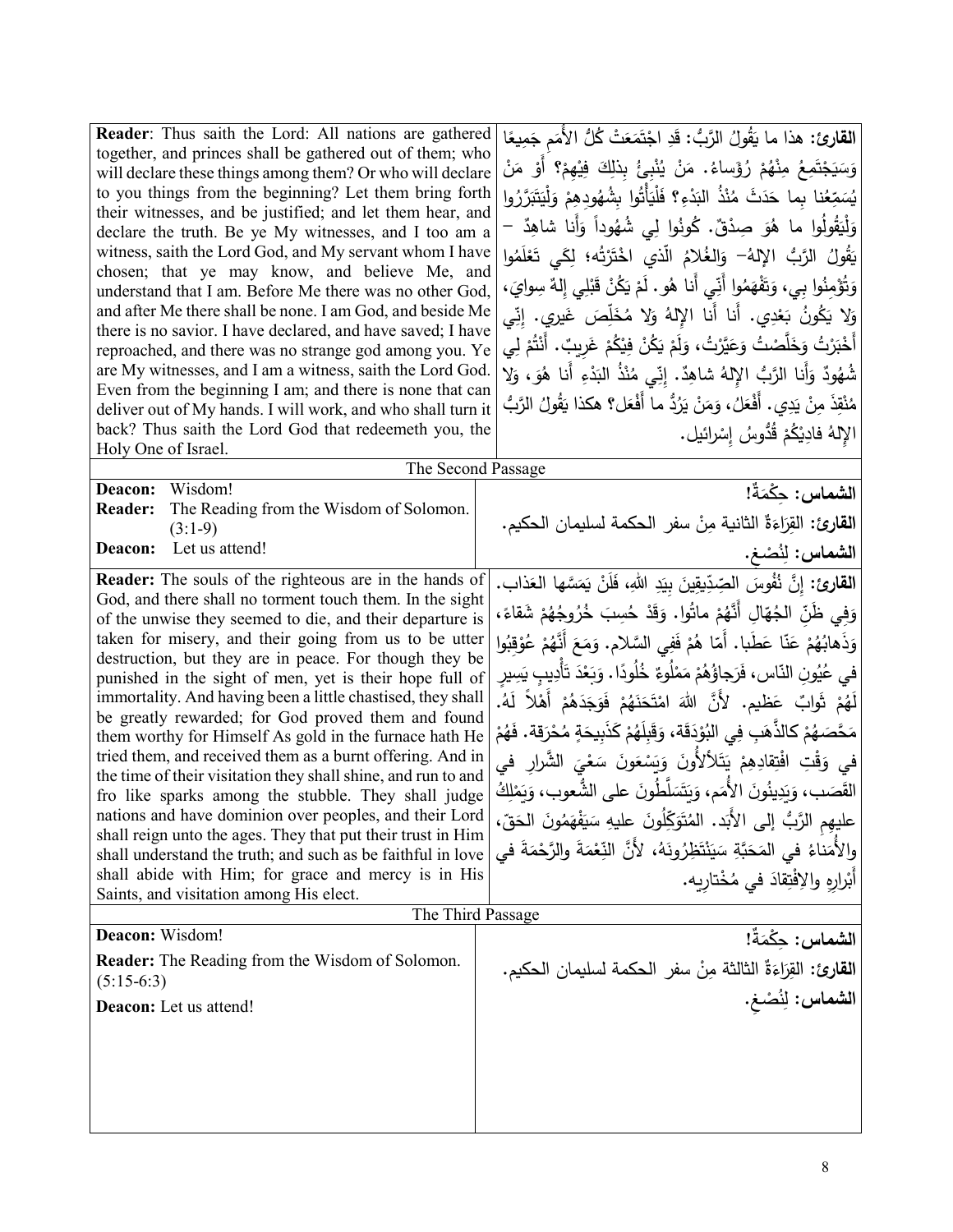| | |
|---|---|
| **Reader**: Thus saith the Lord: All nations are gathered together, and princes shall be gathered out of them; who will declare these things among them? Or who will declare to you things from the beginning? Let them bring forth their witnesses, and be justified; and let them hear, and declare the truth. Be ye My witnesses, and I too am a witness, saith the Lord God, and My servant whom I have chosen; that ye may know, and believe Me, and understand that I am. Before Me there was no other God, and after Me there shall be none. I am God, and beside Me there is no savior. I have declared, and have saved; I have reproached, and there was no strange god among you. Ye are My witnesses, and I am a witness, saith the Lord God. Even from the beginning I am; and there is none that can deliver out of My hands. I will work, and who shall turn it back? Thus saith the Lord God that redeemeth you, the Holy One of Israel. | **القارئ:** هذا ما يَقُولُ الرَّبُّ: قَدِ اجْتَمَعَتْ كُلُّ الأُمَمِ جَمِيعًا وَسَيَجْتَمِعُ مِنْهُمْ رُؤَساءُ. مَنْ يُنْبِئُ بِذلِكَ فِيهِمْ؟ أَوْ مَنْ يُسَمِّعُنا بِما حَدَثَ مُنْذُ البَدْءِ؟ فَلْيَأْتُوا بِشُهُودِهِمْ وَلْيَتَبَرَّرُوا وَلْيَقُولُوا ما هُوَ صِدْقٌ. كُونُوا لِي شُهُوداً وَأَنا شاهِدٌ – يَقُولُ الرَّبُّ الإلهُ– وَالغُلامُ الَّذي اخْتَرْتُه؛ لِكَي تَعْلَمُوا وَتُؤْمِنُوا بِي، وَتَفْهَمُوا أَنِّي أَنا هُو. لَمْ يَكُنْ قَبْلِي إِلهٌ سِوايَ، وَلا يَكُونُ بَعْدِي. أنا أَنا الإلهُ وَلا مُخَلِّصَ غَيري. إنّي أَخْبَرْتُ وَخَلَّصْتُ وَعَيَّرْتُ، وَلَمْ يَكُنْ فِيْكُمْ غَرِيبٌ. أَنْتُمْ لِي شُهُودٌ وَأَنا الرَّبُّ الإلهُ شاهِدٌ. إِنّي مُنْذُ البَدْءِ أَنا هُوَ، وَلا مُنْقِذَ مِنْ يَدِي. أَفْعَلُ، وَمَنْ يَرُدُّ ما أَفْعَل؟ هكذا يَقُولُ الرَّبُّ الإلهُ فادِيْكُمْ قُدُّوسُ إِسْرائيل. |
| The Second Passage | |
| **Deacon:** Wisdom!<br>**Reader:** The Reading from the Wisdom of Solomon. (3:1-9)<br>**Deacon:** Let us attend! | **الشماس:** حِكْمَةٌ!<br>**القارئ:** القِرَاءَةُ الثانية مِنْ سفر الحكمة لسليمان الحكيم.<br>**الشماس:** لِنُصْغِ. |
| **Reader:** The souls of the righteous are in the hands of God, and there shall no torment touch them. In the sight of the unwise they seemed to die, and their departure is taken for misery, and their going from us to be utter destruction, but they are in peace. For though they be punished in the sight of men, yet is their hope full of immortality. And having been a little chastised, they shall be greatly rewarded; for God proved them and found them worthy for Himself As gold in the furnace hath He tried them, and received them as a burnt offering. And in the time of their visitation they shall shine, and run to and fro like sparks among the stubble. They shall judge nations and have dominion over peoples, and their Lord shall reign unto the ages. They that put their trust in Him shall understand the truth; and such as be faithful in love shall abide with Him; for grace and mercy is in His Saints, and visitation among His elect. | **القارئ:** إِنَّ نُفُوسَ الصِّدِّيقِينَ بِيَدِ اللهِ، فَلَنْ يَمَسَّها العَذاب. وَفِي ظَنِّ الجُهّالِ أَنَّهُمْ ماتُوا. وَقَدْ حُسِبَ خُرُوجُهُمْ شَقاءً، وَذَهابُهُمْ عَنّا عَطَبًا. أَمّا هُمْ فَفِي السَّلام. وَمَعَ أَنَّهُمْ عُوْقِبُوا فِي عُيُونِ النّاس، فَرَجاؤُهُمْ مَمْلُوءٌ خُلُودًا. وَبَعْدَ تَأْدِيبٍ يَسِيرٍ لَهُمْ ثَوابٌ عَظِيم. لأَنَّ اللهَ امْتَحَنَهُمْ فَوَجَدَهُمْ أَهْلاً لَهُ. مَحَّصَهُمْ كالذَّهَبِ فِي البُوْدَقَة، وَقَبِلَهُمْ كَذَبِيحَةٍ مُحْرَقَة. فَهُمْ في وَقْتِ افْتِقادِهِمْ يَتَلأْلأُونَ وَيَسْعَونَ سَعْيَ الشَّرارِ في القَصَب، وَيَدِينُونَ الأُمَم، وَيَتَسَلَّطُونَ على الشُّعوب، وَيَمْلِكُ عليهِم الرَّبُّ إلى الأبَد. المُتَوَكِّلُونَ عليهِ سَيَفْهَمُونَ الحَقّ، والأُمَناءُ في المَحَبَّةِ سَيَنْتَظِرُونَهُ، لأَنَّ النِّعْمَةَ والرَّحْمَةَ في أَبْرارِهِ والافْتِقادَ في مُخْتارِيه. |
| The Third Passage | |
| **Deacon:** Wisdom!<br>**Reader:** The Reading from the Wisdom of Solomon. (5:15-6:3)<br>**Deacon:** Let us attend! | **الشماس:** حِكْمَةٌ!<br>**القارئ:** القِرَاءَةُ الثالثة مِنْ سفر الحكمة لسليمان الحكيم.<br>**الشماس:** لِنُصْغِ. |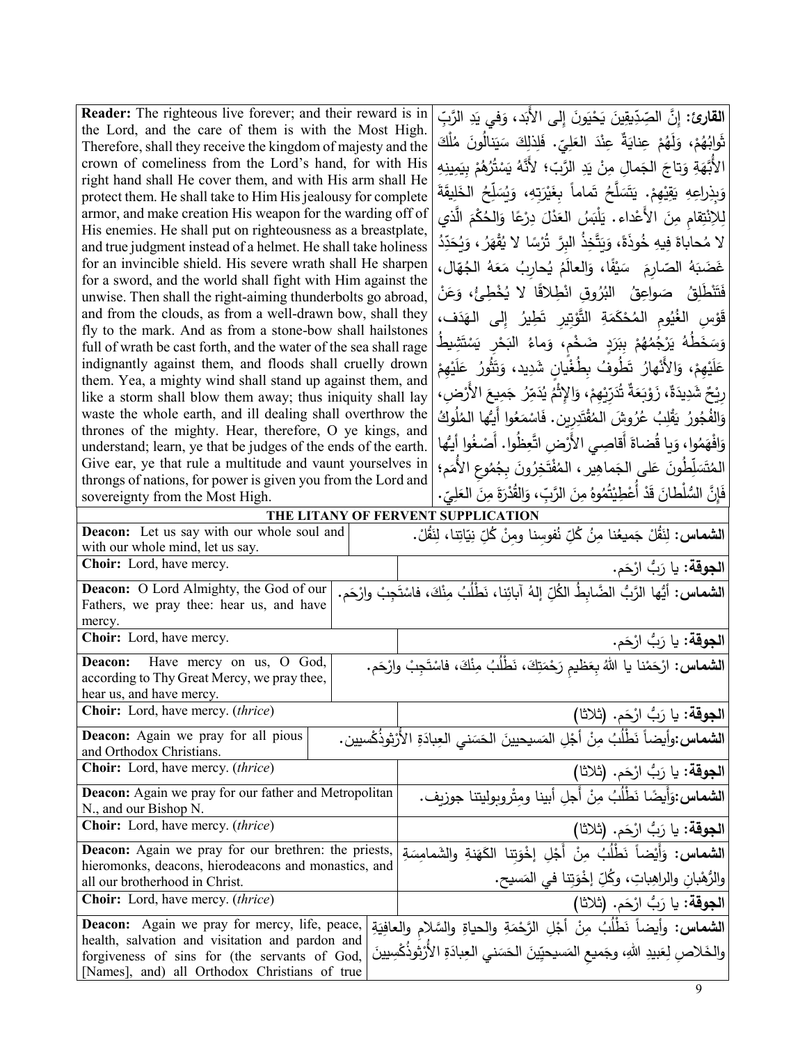| | |
|---|---|
| **Reader:** The righteous live forever; and their reward is in the Lord, and the care of them is with the Most High. Therefore, shall they receive the kingdom of majesty and the crown of comeliness from the Lord's hand, for with His right hand shall He cover them, and with His arm shall He protect them. He shall take to Him His jealousy for complete armor, and make creation His weapon for the warding off of His enemies. He shall put on righteousness as a breastplate, and true judgment instead of a helmet. He shall take holiness for an invincible shield. His severe wrath shall He sharpen for a sword, and the world shall fight with Him against the unwise. Then shall the right-aiming thunderbolts go abroad, and from the clouds, as from a well-drawn bow, shall they fly to the mark. And as from a stone-bow shall hailstones full of wrath be cast forth, and the water of the sea shall rage indignantly against them, and floods shall cruelly drown them. Yea, a mighty wind shall stand up against them, and like a storm shall blow them away; thus iniquity shall lay waste the whole earth, and ill dealing shall overthrow the thrones of the mighty. Hear, therefore, O ye kings, and understand; learn, ye that be judges of the ends of the earth. Give ear, ye that rule a multitude and vaunt yourselves in throngs of nations, for power is given you from the Lord and sovereignty from the Most High. | **القارئ:** إِنَّ الصِّدِّيقينَ يَحْيَونَ إلى الأَبَد، وَفِي يَدِ الرَّبِّ ثَوابُهُمْ، وَلَهُمْ عِنايَةٌ عِنْدَ العَلِيّ. فَلِذلِكَ سَيَنالُونَ مُلْكَ الأَبَّهَةِ وَتاجَ الجَمالِ مِنْ يَدِ الرَّبّ؛ لأَنَّهُ يَسْتُرُهُمْ بِيَمِينِهِ وَبِذِراعِهِ يَقِيْهِمْ. يَتَسَلَّحُ تَماماً بِغَيْرَتِهِ، وَيُسَلِّحُ الخَلِيقَةَ لِلانْتِقامِ مِنَ الأَعْداء. يَلْبَسُ العَدْلَ دِرْعًا وَالحُكْمَ الَّذي لا مُحاباةَ فِيهِ خُوذَةً، وَيَتَّخِذُ البِرَّ تُرْسًا لا يُقْهَرُ، وَيُحَدِّدُ غَضَبَهُ الصّارِمَ سَيْفًا، وَالعالَمُ يُحارِبُ مَعَهُ الجُهّال، فَتَنْطَلِقُ صَواعِقُ البُرُوقِ انْطِلاقًا لا يُخْطِئُ، وَعَنْ قَوْسِ الغُيُومِ المُحْكَمَةِ التَّوْتِيرِ تَطِيرُ إِلى الهَدَف، وَسَخَطُهُ يَرْجُمُهُمْ بِبَرَدٍ ضَخْمٍ، وَماءُ البَحْرِ يَسْتَشِيطُ عَلَيْهِمْ، وَالأَنْهارُ تَطُوفُ بِطُغْيانٍ شَدِيد، وَتَثُورُ عَلَيْهِمْ رِيحٌ شَدِيدَةٌ، زَوْبَعَةٌ تُذَرّيْهِمْ، وَالإِثْمُ يُدَمِّرُ جَمِيعَ الأَرْضِ، وَالفُجُورُ يَقْلِبُ عُرُوشَ المُقْتَدِرِين. فَاسْمَعُوا أَيُّها المُلُوكُ وَافْهَمُوا، وَيا قُضاةَ أَقاصِي الأَرْضِ اتَّعِظُوا. أَصْغُوا أَيُّها المُتَسَلِّطُونَ عَلى الجَماهِير، المُفْتَخِرُونَ بِجُمُوعِ الأُمَم؛ فَإِنَّ السُّلْطانَ قَدْ أُعْطِيْتُمُوهُ مِنَ الرَّبِّ، وَالقُدْرَةَ مِنَ العَلِيّ. |

**THE LITANY OF FERVENT SUPPLICATION**

| | |
|---|---|
| **Deacon:** Let us say with our whole soul and with our whole mind, let us say. | **الشماس:** لِنَقُلْ جَميعُنا مِنُ كُلِّ نُفوسِنا ومِنْ كُلِّ نِيّاتِنا، لِنَقُلْ. |
| **Choir:** Lord, have mercy. | **الجوقة:** يا رَبُّ ارْحَم. |
| **Deacon:** O Lord Almighty, the God of our Fathers, we pray thee: hear us, and have mercy. | **الشماس:** أيُّها الرَّبُّ الضَّابِطُ الكُلِّ إلهُ آبائِنا، نَطْلُبُ مِنْكَ، فاسْتَجِبْ وارْحَم. |
| **Choir:** Lord, have mercy. | **الجوقة:** يا رَبُّ ارْحَم. |
| **Deacon:** Have mercy on us, O God, according to Thy Great Mercy, we pray thee, hear us, and have mercy. | **الشماس:** ارْحَمْنا يا اللهُ بِعَظيمِ رَحْمَتِكَ، نَطْلُبُ مِنْكَ، فاسْتَجِبْ وارْحَم. |
| **Choir:** Lord, have mercy. (*thrice*) | **الجوقة:** يا رَبُّ ارْحَم. (ثلاثا) |
| **Deacon:** Again we pray for all pious and Orthodox Christians. | **الشماس:** وأيضاً نَطْلُبُ مِنْ أجْلِ المَسيحيينَ الحَسَني العِبادَةِ الأرْثوذُكْسيين. |
| **Choir:** Lord, have mercy. (*thrice*) | **الجوقة:** يا رَبُّ ارْحَم. (ثلاثا) |
| **Deacon:** Again we pray for our father and Metropolitan N., and our Bishop N. | **الشماس:** وَأيضًا نَطْلُبُ مِنْ أجلِ أبينا ومِتْروبوليتنا جوزيف. |
| **Choir:** Lord, have mercy. (*thrice*) | **الجوقة:** يا رَبُّ ارْحَم. (ثلاثا) |
| **Deacon:** Again we pray for our brethren: the priests, hieromonks, deacons, hierodeacons and monastics, and all our brotherhood in Christ. | **الشماس:** وَأيْضاً نَطْلُبُ مِنْ أَجْلِ إِخْوَتِنا الكَهَنةِ والشَمامِسَةِ والرُّهْبانِ والراهِباتِ، وكُلِّ إِخْوَتِنا في المَسيح. |
| **Choir:** Lord, have mercy. (*thrice*) | **الجوقة:** يا رَبُّ ارْحَم. (ثلاثا) |
| **Deacon:** Again we pray for mercy, life, peace, health, salvation and visitation and pardon and forgiveness of sins for (the servants of God, [Names], and) all Orthodox Christians of true | **الشماس:** وأيضاً نَطْلُبُ مِنْ أَجْلِ الرَّحْمَةِ والحياةِ والسَّلامِ والعافِيَةِ والخَلاصِ لِعَبيدِ اللهِ، وجَميعِ المَسيحيّينَ الحَسَني العِبادَةِ الأُرْثوذُكْسِيينَ |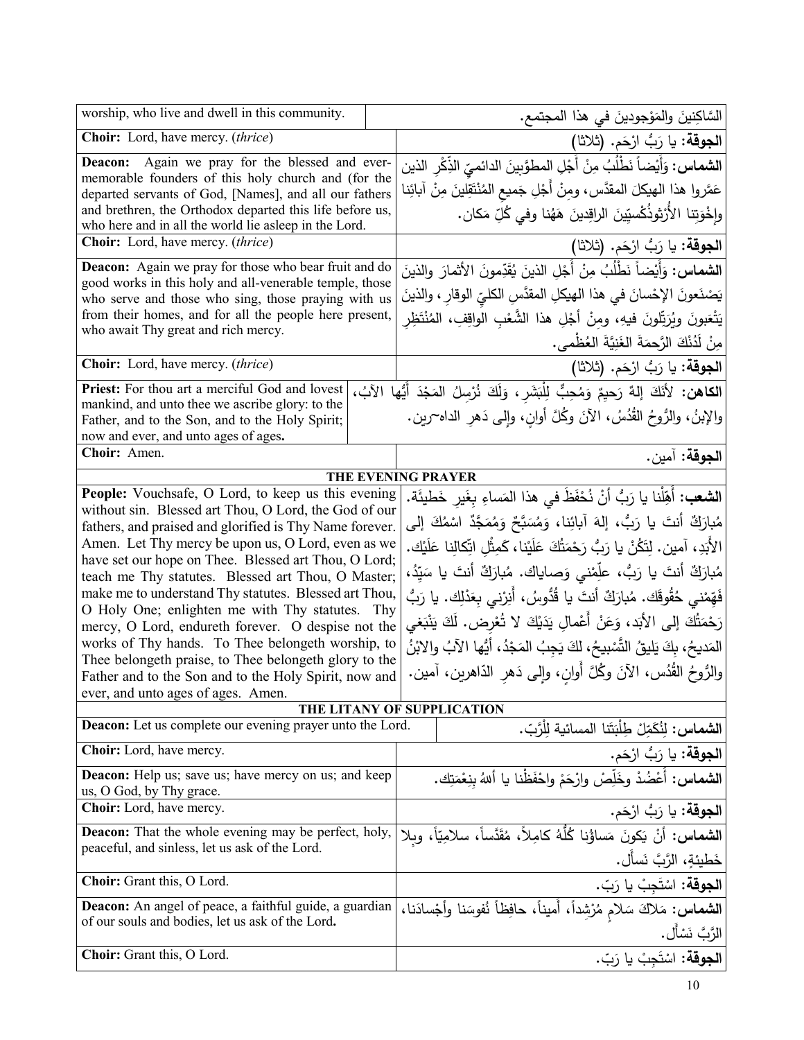| | |
|---|---|
| worship, who live and dwell in this community. | السَّاكِنينَ والمَوْجودينَ في هذا المجتمع. |
| **Choir:** Lord, have mercy. (*thrice*) | **الجوقة:** يا رَبُّ ارْحَم. (ثلاثا) |
| **Deacon:** Again we pray for the blessed and ever-memorable founders of this holy church and (for the departed servants of God, [Names], and all our fathers and brethren, the Orthodox departed this life before us, who here and in all the world lie asleep in the Lord. | **الشماس:** وَأَيْضاً نَطْلُبُ مِنْ أَجْلِ المطوَّبينَ الدائميّ الذِّكْرِ الذين عَمَّروا هذا الهيكلَ المقدَّس، ومِنْ أَجْلِ جَميعِ المُنْتَقِلينَ مِنْ آبائِنا وإِخْوَتِنا الأُرْثوذُكْسيّينَ الراقِدينَ هَهُنا وفي كُلِّ مَكان. |
| **Choir:** Lord, have mercy. (*thrice*) | **الجوقة:** يا رَبُّ ارْحَم. (ثلاثا) |
| **Deacon:** Again we pray for those who bear fruit and do good works in this holy and all-venerable temple, those who serve and those who sing, those praying with us from their homes, and for all the people here present, who await Thy great and rich mercy. | **الشماس:** وَأَيْضاً نَطْلُبُ مِنْ أَجْلِ الذينَ يُقَدِّمونَ الأثمارَ والذينَ يَصْنَعونَ الإحْسانَ في هذا الهيكلِ المقدَّسِ الكليِّ الوقارِ، والذينَ يَتْعَبونَ ويُرَتِّلونَ فيهِ، ومِنْ أَجْلِ هذا الشَّعْبِ الواقِفِ، المُنْتَظِرِ مِنْ لَدُنْكَ الرَّحمَةَ الغَنِيَّةَ العُظْمى. |
| **Choir:** Lord, have mercy. (*thrice*) | **الجوقة:** يا رَبُّ ارْحَم. (ثلاثا) |
| **Priest:** For thou art a merciful God and lovest mankind, and unto thee we ascribe glory: to the Father, and to the Son, and to the Holy Spirit; now and ever, and unto ages of ages. | **الكاهن:** لأنَّكَ إلهٌ رَحيمٌ وَمُحِبٌّ لِلْبَشَرِ، وَلَكَ نُرْسِلُ المَجْدَ أَيُّها الآبُ، والإبنُ، والرُّوحُ القُدُسُ، الآنَ وكُلَّ أوانٍ، وإلى دَهرِ الداهرين. |
| **Choir:** Amen. | **الجوقة:** آمين. |

**THE EVENING PRAYER**

| | |
|---|---|
| **People:** Vouchsafe, O Lord, to keep us this evening without sin. Blessed art Thou, O Lord, the God of our fathers, and praised and glorified is Thy Name forever. Amen. Let Thy mercy be upon us, O Lord, even as we have set our hope on Thee. Blessed art Thou, O Lord; teach me Thy statutes. Blessed art Thou, O Master; make me to understand Thy statutes. Blessed art Thou, O Holy One; enlighten me with Thy statutes. Thy mercy, O Lord, endureth forever. O despise not the works of Thy hands. To Thee belongeth worship, to Thee belongeth praise, to Thee belongeth glory to the Father and to the Son and to the Holy Spirit, now and ever, and unto ages of ages. Amen. | **الشعب:** أَهِّلْنا يا رَبُّ أَنْ نُحْفَظَ في هذا المَساءِ بِغَيرِ خَطيئَة. مُبارَكٌ أنتَ يا رَبُّ، إلهَ آبائِنا، وَمُسَبَّحٌ وَمُمَجَّدٌ اسْمُكَ إلى الأَبَدِ، آمين. لِتَكُنْ يا رَبُّ رَحْمَتُكَ عَلَيْنا، كَمِثْلِ اتِّكالِنا عَلَيْك. مُبارَكٌ أنتَ يا رَبُّ، علِّمْني وَصاياك. مُبارَكٌ أنتَ يا سَيِّدُ، فَهِّمْني حُقُوقَك. مُبارَكٌ أنتَ يا قُدُّوسُ، أَنِرْني بِعَدْلِك. يا رَبُّ رَحْمَتُكَ إلى الأبَد، وَعَنْ أَعْمالِ يَدَيْكَ لا تُعْرِض. لَكَ يَنْبَغي المَديحُ، بِكَ يَليقُ التَّسْبيحُ، لكَ يَجِبُ المَجْدُ، أيُّها الآبُ والابْنُ والرُّوحُ القُدُس، الآنَ وكُلَّ أوانٍ، وإلى دَهرِ الدّاهرين، آمين. |

**THE LITANY OF SUPPLICATION**

| | |
|---|---|
| **Deacon:** Let us complete our evening prayer unto the Lord. | **الشماس:** لِنُكَمِّلْ طِلْبَتَنا المسائية لِلْرَّبّ. |
| **Choir:** Lord, have mercy. | **الجوقة:** يا رَبُّ ارْحَم. |
| **Deacon:** Help us; save us; have mercy on us; and keep us, O God, by Thy grace. | **الشماس:** أَعْضُدْ وخَلِّصْ وارْحَمْ واحْفَظْنا يا أللهُ بِنِعْمَتِك. |
| **Choir:** Lord, have mercy. | **الجوقة:** يا رَبُّ ارْحَم. |
| **Deacon:** That the whole evening may be perfect, holy, peaceful, and sinless, let us ask of the Lord. | **الشماس:** أنْ يَكونَ مَساؤُنا كُلُّهُ كامِلاً، مُقَدَّساً، سلامِيّاً، وبِلا خَطيئةٍ، الرَّبَّ نَسأَل. |
| **Choir:** Grant this, O Lord. | **الجوقة:** اسْتَجِبْ يا رَبّ. |
| **Deacon:** An angel of peace, a faithful guide, a guardian of our souls and bodies, let us ask of the Lord. | **الشماس:** مَلاكَ سَلامٍ مُرْشِداً، أَميناً، حافِظاً نُفوسَنا وأَجْسادَنا، الرَّبَّ نَسْأَل. |
| **Choir:** Grant this, O Lord. | **الجوقة:** اسْتَجِبْ يا رَبّ. |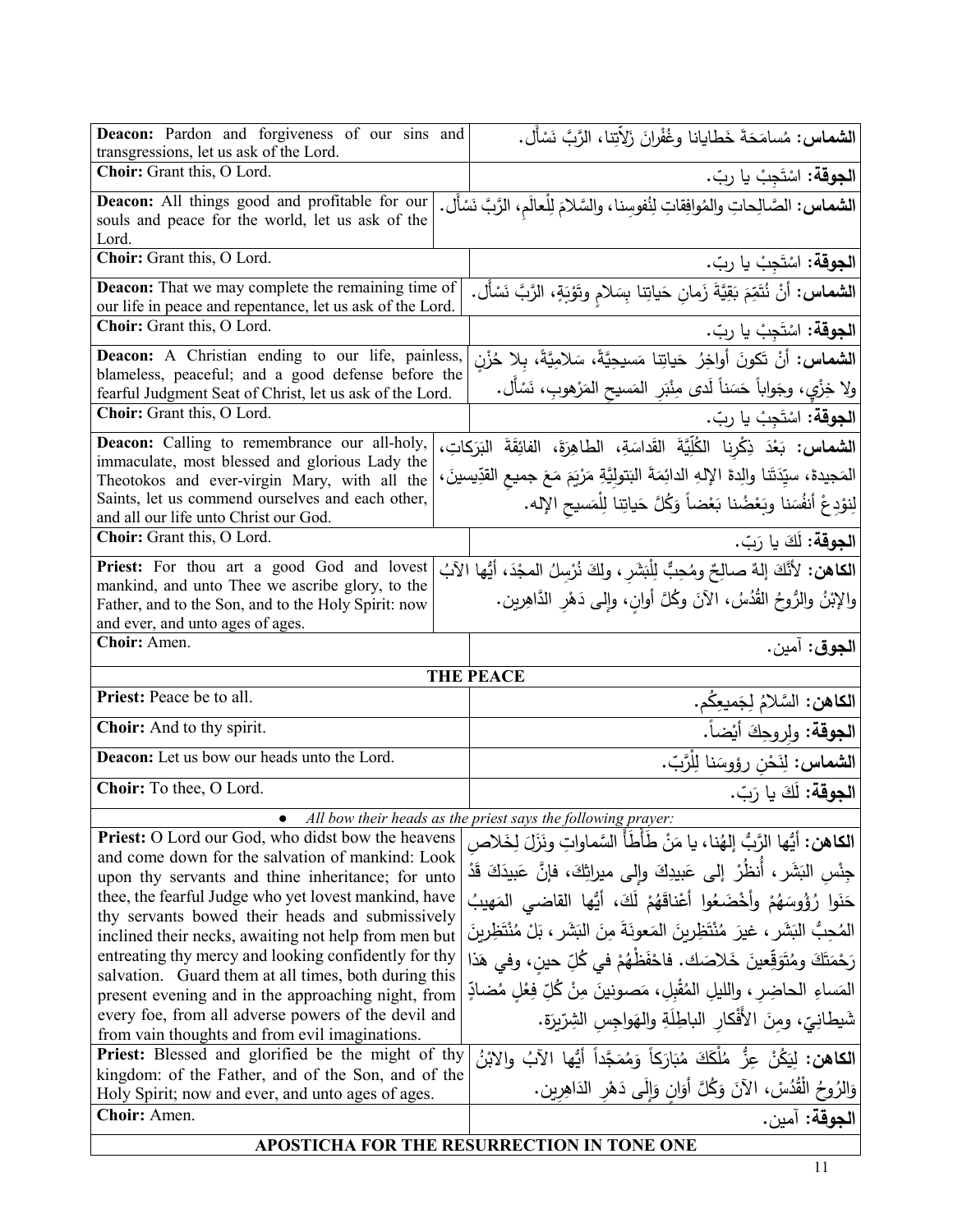| English | Arabic |
|---|---|
| **Deacon:** Pardon and forgiveness of our sins and transgressions, let us ask of the Lord. | **الشماس:** مُسامَحَةَ خَطايانا وغُفْرانَ زَلاّتِنا، الرَّبَّ نَسْأَل. |
| **Choir:** Grant this, O Lord. | **الجوقة:** اسْتَجِبْ يا ربّ. |
| **Deacon:** All things good and profitable for our souls and peace for the world, let us ask of the Lord. | **الشماس:** الصَّالِحاتِ والمُوافِقاتِ لِنُفوسِنا، والسَّلامَ لِلْعالَمِ، الرَّبَّ نَسْأَل. |
| **Choir:** Grant this, O Lord. | **الجوقة:** اسْتَجِبْ يا ربّ. |
| **Deacon:** That we may complete the remaining time of our life in peace and repentance, let us ask of the Lord. | **الشماس:** أنْ نُتَمِّمَ بَقِيَّةَ زَمانِ حَياتِنا بِسَلامٍ وتَوْبَةٍ، الرَّبَّ نَسْأَل. |
| **Choir:** Grant this, O Lord. | **الجوقة:** اسْتَجِبْ يا ربّ. |
| **Deacon:** A Christian ending to our life, painless, blameless, peaceful; and a good defense before the fearful Judgment Seat of Christ, let us ask of the Lord. | **الشماس:** أنْ تَكونَ أواخِرُ حَياتِنا مَسيحِيَّةً، سَلامِيَّةً، بِلا حُزْنٍ ولا خِزْيٍ، وجَواباً حَسَناً لَدى مِنْبَرِ المَسيحِ المَرْهوبِ، نَسْأَل. |
| **Choir:** Grant this, O Lord. | **الجوقة:** اسْتَجِبْ يا ربّ. |
| **Deacon:** Calling to remembrance our all-holy, immaculate, most blessed and glorious Lady the Theotokos and ever-virgin Mary, with all the Saints, let us commend ourselves and each other, and all our life unto Christ our God. | **الشماس:** بَعْدَ ذِكْرِنا الكُلِّيَّةَ القَداسَةِ، الطاهِرَةَ، الفائِقَةَ البَرَكاتِ، المَجيدةَ، سيِّدَتَنا والِدةَ الإلهِ الدائِمَةَ البَتولِيَّةِ مَرْيَمَ مَعَ جميعِ القدِّيسينَ، لِنوْدِعْ أنفُسَنا وبَعْضُنا بَعْضاً وَكُلَّ حَياتِنا لِلْمَسيحِ الإله. |
| **Choir:** Grant this, O Lord. | **الجوقة:** لَكَ يا رَبّ. |
| **Priest:** For thou art a good God and lovest mankind, and unto Thee we ascribe glory, to the Father, and to the Son, and to the Holy Spirit: now and ever, and unto ages of ages. | **الكاهن:** لأنَّكَ إلهٌ صالِحٌ ومُحِبٌّ لِلْبَشَرِ، ولكَ نُرْسِلُ المجْدَ، أيُّها الآبُ والإبْنُ والرُّوحُ القُدُسُ، الآنَ وكُلَّ أوانٍ، وإلى دَهْرِ الدَّاهِرين. |
| **Choir:** Amen. | **الجوق:** آمين. |
| **THE PEACE** | |
| **Priest:** Peace be to all. | **الكاهن:** السَّلامُ لِجَميعِكُم. |
| **Choir:** And to thy spirit. | **الجوقة:** ولِروحِكَ أيْضاً. |
| **Deacon:** Let us bow our heads unto the Lord. | **الشماس:** لِنَحْنِ رؤوسَنا لِلْرَّبّ. |
| **Choir:** To thee, O Lord. | **الجوقة:** لَكَ يا رَبّ. |
| • *All bow their heads as the priest says the following prayer:* | |
| **Priest:** O Lord our God, who didst bow the heavens and come down for the salvation of mankind: Look upon thy servants and thine inheritance; for unto thee, the fearful Judge who yet lovest mankind, have thy servants bowed their heads and submissively inclined their necks, awaiting not help from men but entreating thy mercy and looking confidently for thy salvation. Guard them at all times, both during this present evening and in the approaching night, from every foe, from all adverse powers of the devil and from vain thoughts and from evil imaginations. | **الكاهن:** أيُّها الرَّبُّ إلهُنا، يا مَنْ طَأْطَأَ السَّماواتِ ونَزَلَ لِخَلاصِ جِنْسِ البَشَرِ، أُنظُرْ إلى عَبيدِكَ وإلى ميراثِكَ، فإنَّ عَبيدَكَ قَدْ حَنَوا رُؤوسَهُمْ وأخْضَعُوا أعْناقَهُمْ لَكَ، أيُّها القاضي المَهيبُ المُحِبُّ البَشَرِ، غيرَ مُنْتَظِرينَ المَعونَةَ مِنَ البَشَرِ، بَلْ مُنْتَظِرينَ رَحْمَتَكَ ومُتَوَقِّعينَ خَلاصَك. فاحْفَظْهُمْ في كُلِّ حينٍ، وفي هَذا المَساءِ الحاضِرِ، والليلِ المُقْبِلِ، مَصونينَ مِنْ كُلِّ فِعْلٍ مُضادٍّ شَيطانِيّ، ومِنَ الأَفْكارِ الباطِلَةِ والهَواجِسِ الشِرّيرَة. |
| **Priest:** Blessed and glorified be the might of thy kingdom: of the Father, and of the Son, and of the Holy Spirit; now and ever, and unto ages of ages. | **الكاهن:** لِيَكُنْ عِزُّ مُلْكَكَ مُبَارَكاً وَمُمَجَّداً أيُّها الآبُ والابْنُ وَالرُوحُ الْقُدُسْ، الآنَ وَكُلَّ أَوانٍ وَإِلَى دَهْرِ الداهِرين. |
| **Choir:** Amen. | **الجوقة:** آمين. |
| **APOSTICHA FOR THE RESURRECTION IN TONE ONE** | |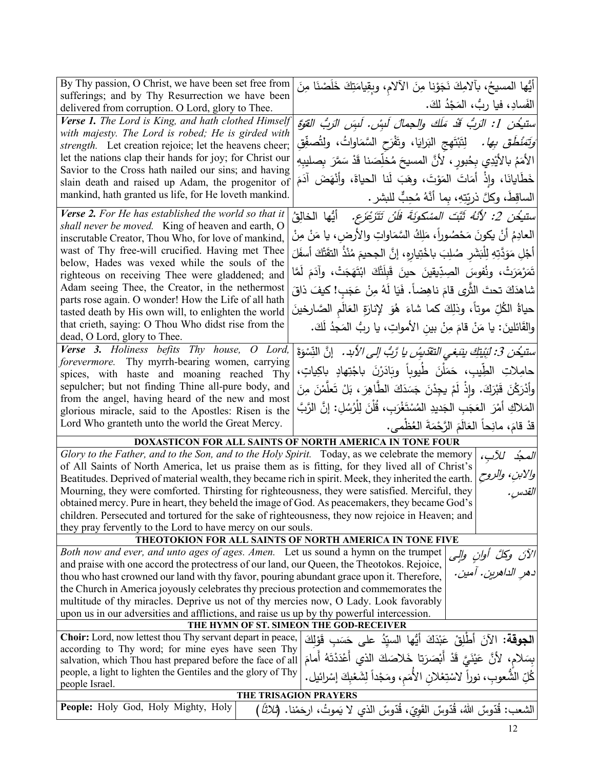| | |
|---|---|
| By Thy passion, O Christ, we have been set free from sufferings; and by Thy Resurrection we have been delivered from corruption. O Lord, glory to Thee. | أَيُّها المسيحُ، بآلامِكَ نَجَوْنا مِنَ الآلامِ، وبقِيامَتِكَ خَلَصْنَا مِنَ الفَسادِ، فيا ربُّ، المَجْدُ لكَ. |
| ***Verse 1.*** *The Lord is King, and hath clothed Himself with majesty. The Lord is robed; He is girded with strength.* Let creation rejoice; let the heavens cheer; let the nations clap their hands for joy; for Christ our Savior to the Cross hath nailed our sins; and having slain death and raised up Adam, the progenitor of mankind, hath granted us life, for He loveth mankind. | *ستيخن 1: الرَّبُّ قَدْ مَلَكَ والجمالَ لَبِسَ. لَبِسَ الرَّبُّ القوَّةَ وتَمَنْطَقَ بها.* لِتَبْتَهِجِ البَرايَا، وتَفْرَحِ السَّمَاواتُ، ولتُصفِّقِ الأمَمُ بالأيْدِي بِحُبورٍ، لأنَّ المسيحَ مُخَلِّصَنا قَدْ سَمَّرَ بِصليبِهِ خَطَايانَا، وإذْ أَمَاتَ المَوْتَ، وهَبَ لَنا الحياةَ، وأنْهَضَ آدَمَ الساقِطَ، وكلَّ ذريّتِهِ، بِما أنَّهُ مُحِبٌّ للبشر. |
| ***Verse 2.*** *For He has established the world so that it shall never be moved.* King of heaven and earth, O inscrutable Creator, Thou Who, for love of mankind, wast of Thy free-will crucified. Having met Thee below, Hades was vexed while the souls of the righteous on receiving Thee were gladdened; and Adam seeing Thee, the Creator, in the nethermost parts rose again. O wonder! How the Life of all hath tasted death by His own will, to enlighten the world that crieth, saying: O Thou Who didst rise from the dead, O Lord, glory to Thee. | *ستيخن 2: لأنَّهُ ثَبَّتَ المَسْكونَةَ فَلَنْ تَتَزَعْزَع.* أيُّها الخالِقُ العادِمُ أنْ يكونَ مَحْصُوراً، مَلِكُ السَّمَاواتِ والأرضِ، يا مَنْ مِنْ أجْلِ مَوَدَّتِهِ لِلْبَشَرِ صُلِبَ باخْتِيارِهِ، إنَّ الجحيمَ مُنْذُ التقَتْكَ أسفَلَ تَمَرْمَرَتْ، ونُفوسَ الصِدّيقينَ حينَ قَبِلَتْكَ ابْتَهَجَتْ، وآدَمَ لَمَّا شاهدَكَ تحتَ الثَّرى قامَ ناهِضاً. فَيَا لَهُ مِنْ عَجَبٍ! كيفَ ذاقَ حياةُ الكُلِّ موتاً، وذلِكَ كما شاءَ هُوَ لإنارَةِ العالَمِ الصَّارخينَ والقائلينَ: يا مَنْ قامَ مِنْ بينِ الأمواتِ، يا ربُّ المَجدُ لَكَ. |
| ***Verse 3.*** *Holiness befits Thy house, O Lord, forevermore.* Thy myrrh-bearing women, carrying spices, with haste and moaning reached Thy sepulcher; but not finding Thine all-pure body, and from the angel, having heard of the new and most glorious miracle, said to the Apostles: Risen is the Lord Who granteth unto the world the Great Mercy. | *ستيخن 3: لِبَيْتِكَ يَنبَغي التقديسُ يا رَبُّ إلى الأبد.* إنَّ النِّسْوَةَ حامِلاتِ الطِّيبِ، حَمَلْنَ طُيوباً وبَادَرْنَ باجْتِهادٍ باكِياتٍ، وأدْرَكْنَ قَبْرَكَ. وإذْ لَمْ يجِدْنَ جَسَدَكَ الطَّاهِرَ، بَلْ تَعَلَّمْنَ مِنَ المَلاكِ أمْرَ العَجَبِ الجَديدِ المُسْتَغْرَبِ، قُلْنَ لِلْرُسُلِ: إنَّ الرَّبَّ قدْ قامَ، مانِحاً العالَمَ الرَّحْمَةَ العُظْمى. |

**DOXASTICON FOR ALL SAINTS OF NORTH AMERICA IN TONE FOUR**

| | |
|---|---|
| *Glory to the Father, and to the Son, and to the Holy Spirit.* Today, as we celebrate the memory of All Saints of North America, let us praise them as is fitting, for they lived all of Christ's Beatitudes. Deprived of material wealth, they became rich in spirit. Meek, they inherited the earth. Mourning, they were comforted. Thirsting for righteousness, they were satisfied. Merciful, they obtained mercy. Pure in heart, they beheld the image of God. As peacemakers, they became God's children. Persecuted and tortured for the sake of righteousness, they now rejoice in Heaven; and they pray fervently to the Lord to have mercy on our souls. | *المجدُ للآبِ، والابنِ، والروحِ القدسِ.* |

**THEOTOKION FOR ALL SAINTS OF NORTH AMERICA IN TONE FIVE**

| | |
|---|---|
| *Both now and ever, and unto ages of ages. Amen.* Let us sound a hymn on the trumpet and praise with one accord the protectress of our land, our Queen, the Theotokos. Rejoice, thou who hast crowned our land with thy favor, pouring abundant grace upon it. Therefore, the Church in America joyously celebrates thy precious protection and commemorates the multitude of thy miracles. Deprive us not of thy mercies now, O Lady. Look favorably upon us in our adversities and afflictions, and raise us up by thy powerful intercession. | *الآنَ وكلَّ أوانٍ وإلى دهرِ الداهرين. آمين.* |

**THE HYMN OF ST. SIMEON THE GOD-RECEIVER**

| | |
|---|---|
| **Choir:** Lord, now lettest thou Thy servant depart in peace, according to Thy word; for mine eyes have seen Thy salvation, which Thou hast prepared before the face of all people, a light to lighten the Gentiles and the glory of Thy people Israel. | **الجوقة:** الآنَ أَطْلِقْ عَبْدَكَ أيُّها السيّدُ على حَسَبِ قَوْلِكَ بِسَلامٍ، لأنَّ عَيْنَيَّ قَدْ أَبْصَرَتا خَلاصَكَ الذي أَعْدَدْتَهُ أَمامَ كُلِّ الشُّعوبِ، نوراً لاسْتِعْلانِ الأُمَمِ، ومَجْداً لِشَعْبِكَ إسْرائيل. |

**THE TRISAGION PRAYERS**

| | |
|---|---|
| **People:** Holy God, Holy Mighty, Holy | الشعب: قُدّوسٌ اللهُ، قُدّوسٌ القَوِيّ، قُدّوسٌ الذي لا يَموتُ، ارحَمْنا. (ثلاثاً) |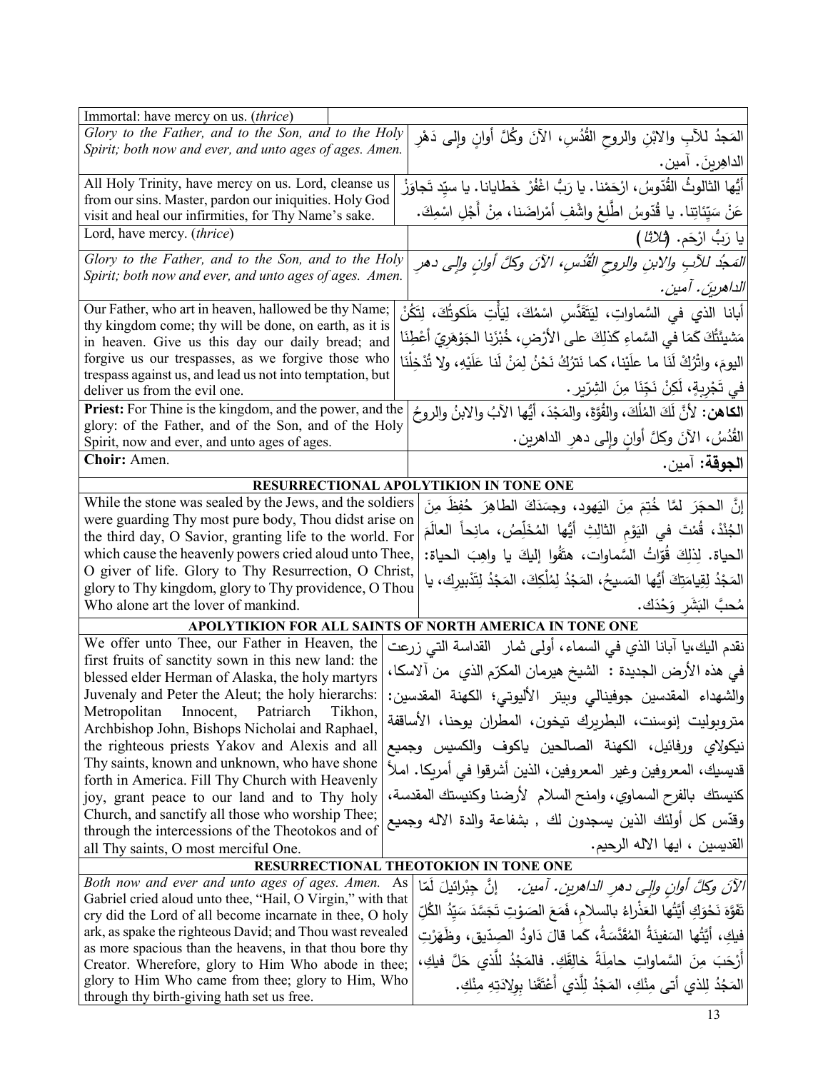| English | Arabic |
|---|---|
| Immortal: have mercy on us. (*thrice*) | |
| *Glory to the Father, and to the Son, and to the Holy Spirit; both now and ever, and unto ages of ages. Amen.* | المَجدُ للآبِ والابْنِ والروحِ القُدُسِ، الآنَ وكُلَّ أوانٍ وإلى دَهْرِ الداهِرينَ. آمين. |
| All Holy Trinity, have mercy on us. Lord, cleanse us from our sins. Master, pardon our iniquities. Holy God visit and heal our infirmities, for Thy Name's sake. | أيُّها الثالوثُ القُدّوسُ، ارْحَمْنا. يا رَبُّ اغْفُرْ خَطايانا. يا سيّد تَجاوَزْ عَنْ سَيِّئاتِنا. يا قُدّوسُ اطَّلِعْ واشْفِ أمْراضَنا، مِنْ أَجْلِ اسْمِكَ. |
| Lord, have mercy. (*thrice*) | يا رَبُّ ارْحَم. (*ثلاثاً*) |
| *Glory to the Father, and to the Son, and to the Holy Spirit; both now and ever, and unto ages of ages. Amen.* | *المَجدُ للآبِ والابنِ والروحِ القُدُسِ، الآنَ وكلَّ أوانٍ وإلى دهرِ الداهرينَ. آمين.* |
| Our Father, who art in heaven, hallowed be thy Name; thy kingdom come; thy will be done, on earth, as it is in heaven. Give us this day our daily bread; and forgive us our trespasses, as we forgive those who trespass against us, and lead us not into temptation, but deliver us from the evil one. | أبانا الذي في السَّماواتِ، لِيَتَقَدَّسِ اسْمُكَ، لِيَأْتِ مَلَكوتُكَ، لِتَكُنْ مَشيئَتُكَ كَمَا في السَّماءِ كَذلِكَ على الأرْضِ، خُبْزَنا الجَوْهَرِيَّ أَعْطِنَا اليومَ، واتْرُكْ لَنَا ما علَيْنا، كما نَتْرُكُ نَحْنُ لِمَنْ لَنا عَلَيْهِ، ولا تُدْخِلْنَا في تَجْرِبةٍ، لَكِنْ نَجِّنَا مِنَ الشِرّيرِ. |
| **Priest:** For Thine is the kingdom, and the power, and the glory: of the Father, and of the Son, and of the Holy Spirit, now and ever, and unto ages of ages. | **الكاهن:** لأنَّ لَكَ المُلْكَ، والقُوَّةَ، والمَجْدَ، أيُّها الآبُ والابنُ والروحُ القُدُسُ، الآنَ وكلَّ أوانٍ وإلى دهرِ الداهرين. |
| **Choir:** Amen. | **الجوقة:** آمين. |
| **RESURRECTIONAL APOLYTIKION IN TONE ONE** | |
| While the stone was sealed by the Jews, and the soldiers were guarding Thy most pure body, Thou didst arise on the third day, O Savior, granting life to the world. For which cause the heavenly powers cried aloud unto Thee, O giver of life. Glory to Thy Resurrection, O Christ, glory to Thy kingdom, glory to Thy providence, O Thou Who alone art the lover of mankind. | إنَّ الحجَرَ لمَّا خُتِمَ مِنَ اليَهود، وجسَدَكَ الطاهِرَ حُفِظَ مِنَ الجُنْدْ، قُمْتَ في اليَوْمِ الثالِثِ أيُّها المُخَلِّصُ، مانِحاً العالَمَ الحياة. لِذلِكَ قُوّاتُ السَّماوات، هتَفُوا إليكَ يا واهِبَ الحياة: المَجْدُ لِقِيامَتِكَ أيُّها المَسيحُ، المَجْدُ لِمُلْكِكَ، المَجْدُ لِتَدْبيرِكَ، يا مُحبَّ البَشَرِ وَحْدَكْ. |
| **APOLYTIKION FOR ALL SAINTS OF NORTH AMERICA IN TONE ONE** | |
| We offer unto Thee, our Father in Heaven, the first fruits of sanctity sown in this new land: the blessed elder Herman of Alaska, the holy martyrs Juvenaly and Peter the Aleut; the holy hierarchs: Metropolitan Innocent, Patriarch Tikhon, Archbishop John, Bishops Nicholai and Raphael, the righteous priests Yakov and Alexis and all Thy saints, known and unknown, who have shone forth in America. Fill Thy Church with Heavenly joy, grant peace to our land and to Thy holy Church, and sanctify all those who worship Thee; through the intercessions of the Theotokos and of all Thy saints, O most merciful One. | نقدم اليك،يا آبانا الذي في السماء، أولى ثمار القداسة التي زرعت في هذه الأرض الجديدة : الشيخ هيرمان المكرّم الذي من آلاسكا، والشهداء المقدسين جوفينالي وبيتر الأليوتي؛ الكهنة المقدسين: متروبوليت إنوسنت، البطريرك تيخون، المطران يوحنا، الأساقفة نيكولاي ورفائيل، الكهنة الصالحين ياكوف والكسيس وجميع قديسيك، المعروفين وغير المعروفين، الذين أشرقوا في أمريكا. املأ كنيستك بالفرح السماوي، وامنح السلام لأرضنا وكنيستك المقدسة، وقدّس كل أولئك الذين يسجدون لك , بشفاعة والدة الاله وجميع القديسين ، ايها الاله الرحيم. |
| **RESURRECTIONAL THEOTOKION IN TONE ONE** | |
| *Both now and ever and unto ages of ages. Amen.* As Gabriel cried aloud unto thee, "Hail, O Virgin," with that cry did the Lord of all become incarnate in thee, O holy ark, as spake the righteous David; and Thou wast revealed as more spacious than the heavens, in that thou bore thy Creator. Wherefore, glory to Him Who abode in thee; glory to Him Who came from thee; glory to Him, Who through thy birth-giving hath set us free. | *الآنَ وكلَّ أوانٍ وإلى دهرِ الداهرين. آمين.* إنَّ جِبْرائيلَ لَمّا تَفَوَّهَ نَحْوَكِ أيَّتُها العَذْراءُ بالسلامِ، فَمَعَ الصَوْتِ تَجَسَّدَ سَيِّدُ الكُلِّ فيكِ، أيَّتُها السَفينَةُ المُقَدَّسَةُ، كَما قالَ دَاوُدُ الصِدّيق، وظَهَرْتِ أرْحَبَ مِنَ السَّماواتِ حامِلَةً خالِقَكِ. فالمَجْدُ لِلَّذي حَلَّ فيكِ، المَجْدُ لِلذي أتى مِنْكِ، المَجْدُ لِلَّذي أَعْتَقَنا بِولادَتِهِ مِنْكِ. |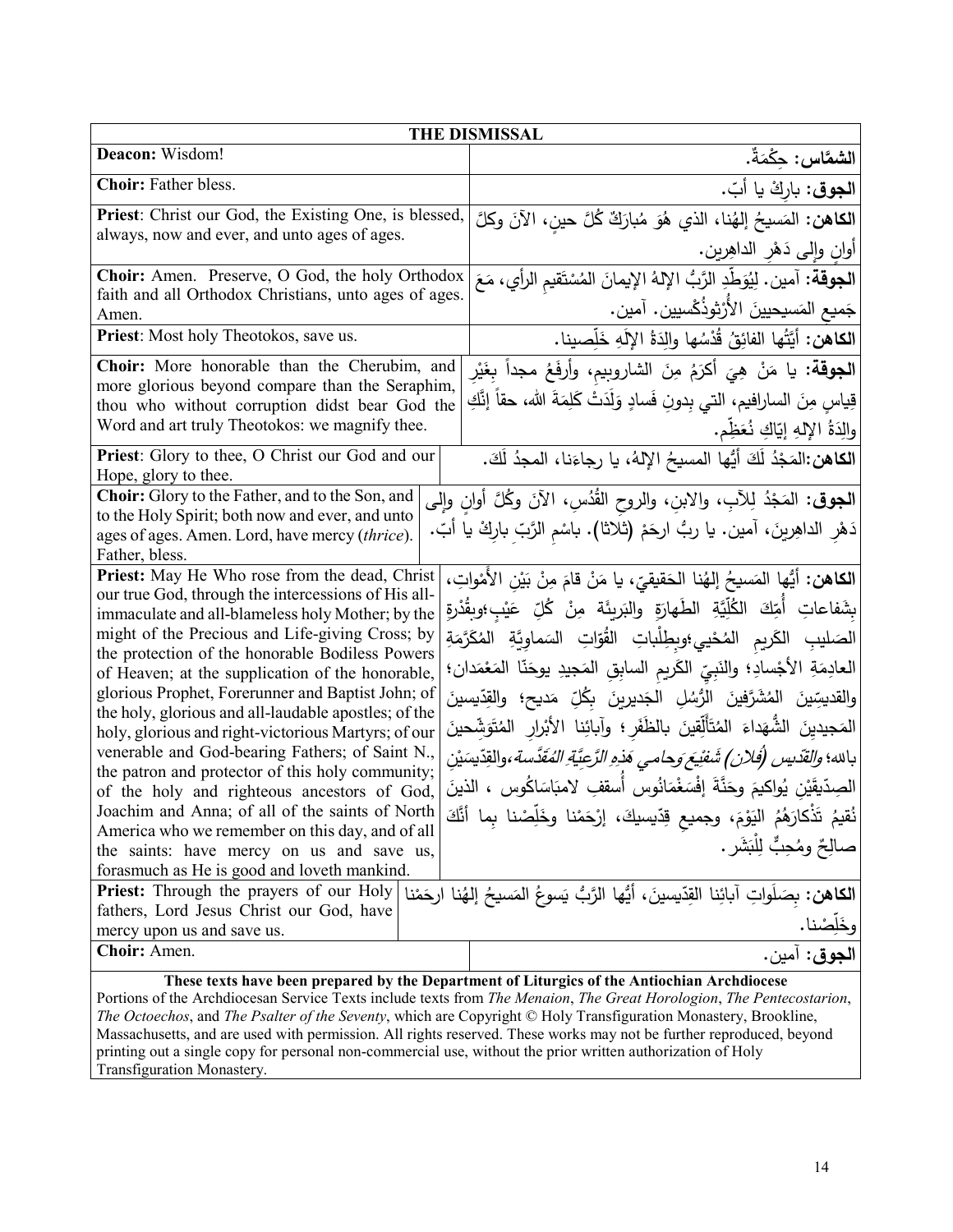| THE DISMISSAL | |
|---|---|
| **Deacon:** Wisdom! | **الشمَّاس:** حِكْمَةٌ. |
| **Choir:** Father bless. | **الجوق:** بارِكْ يا أبّ. |
| **Priest**: Christ our God, the Existing One, is blessed, always, now and ever, and unto ages of ages. | **الكاهن:** المَسيحُ إلهُنا، الذي هُوَ مُبارَكٌ كُلَّ حينٍ، الآنَ وكلَّ أوانٍ وإلى دَهْرِ الداهِرين. |
| **Choir:** Amen. Preserve, O God, the holy Orthodox faith and all Orthodox Christians, unto ages of ages. Amen. | **الجوقة:** آمين. لِيُوَطِّدِ الرَّبُّ الإلهُ الإيمانَ المُسْتَقيمَ الرأيِ، مَعَ جَميعِ المَسيحيينَ الأُرْثوذُكْسيين. آمين. |
| **Priest**: Most holy Theotokos, save us. | **الكاهن:** أيَّتُها الفائِقُ قُدْسُها والِدَةُ الإلَهِ خَلِّصينا. |
| **Choir:** More honorable than the Cherubim, and more glorious beyond compare than the Seraphim, thou who without corruption didst bear God the Word and art truly Theotokos: we magnify thee. | **الجوقة:** يا مَنْ هِيَ أكرَمُ مِنَ الشاروبيمِ، وأرفَعُ مجداً بِغَيْرِ قِياسٍ مِنَ السارافيم، التي بِدونِ فَسادٍ وَلَدَتْ كَلِمَةَ الله، حقاً إنَّكِ والِدَةُ الإلهِ إيّاكِ نُعَظِّم. |
| **Priest**: Glory to thee, O Christ our God and our Hope, glory to thee. | **الكاهن:**المَجْدُ لَكَ أيُّها المسيحُ الإلهُ، يا رجاءَنا، المجدُ لَكَ. |
| **Choir:** Glory to the Father, and to the Son, and to the Holy Spirit; both now and ever, and unto ages of ages. Amen. Lord, have mercy (*thrice*). Father, bless. | **الجوق:** المَجْدُ لِلآبِ، والابنِ، والروحِ القُدُسِ، الآنَ وكُلَّ أوانٍ وإلى دَهْرِ الداهِرينَ، آمين. يا ربُّ ارحَمْ (ثلاثا). باسْمِ الرَّبّ بارِكْ يا أبّ. |
| **Priest:** May He Who rose from the dead, Christ our true God, through the intercessions of His all-immaculate and all-blameless holy Mother; by the might of the Precious and Life-giving Cross; by the protection of the honorable Bodiless Powers of Heaven; at the supplication of the honorable, glorious Prophet, Forerunner and Baptist John; of the holy, glorious and all-laudable apostles; of the holy, glorious and right-victorious Martyrs; of our venerable and God-bearing Fathers; of Saint N., the patron and protector of this holy community; of the holy and righteous ancestors of God, Joachim and Anna; of all of the saints of North America who we remember on this day, and of all the saints: have mercy on us and save us, forasmuch as He is good and loveth mankind. | **الكاهن:** أيُّها المَسيحُ إلهُنا الحَقيقيّ، يا مَنْ قامَ مِنْ بَيْنِ الأَمْواتِ، بِشَفاعاتِ أُمِّكَ الكُلِّيَّةِ الطَهارَةِ والبَريئَةِ مِنْ كُلِّ عَيْبٍ،وبِقُدْرَةِ الصَليبِ الكَريمِ المُحْيي،وبِطِلْباتِ القُوّاتِ السَماوِيَّةِ المُكَرَّمَةِ العادِمَةِ الأجْسادِ؛ والنَبِيِّ الكَريمِ السابِقِ المَجيدِ يوحَنّا المَعْمَدان؛ والقِدِّيسِينَ المُشَرَّفينَ الرُّسُلِ الجَديرينَ بِكُلِّ مَديحٍ؛ والقِدّيسينَ المَجيدينَ الشُّهَداءَ المُتَأَلِّقينَ بالظَفَرِ؛ وآبائِنا الأبْرارِ المُتَوَشِّحينَ بالله؛ *والقِدّيس (فلان) شَفيعَ وحامي هَذِهِ الرَّعِيَّةِ المُقَدَّسة*،والقِدّيسَيْنِ الصِدّيقَيْنِ يُواكيمَ وحَنَّةَ إفْسَغْمَانُوس أُسقفِ لامبَاسَاكُوس ، الذينَ نُقيمُ تَذْكارَهُمُ اليَوْمَ، وجميعِ قِدّيسيكَ، إرْحَمْنا وخَلِّصْنا بما أنَّكَ صالِحٌ ومُحِبٌّ لِلْبَشَر. |
| **Priest:** Through the prayers of our Holy fathers, Lord Jesus Christ our God, have mercy upon us and save us. | **الكاهن:** بِصَلَواتِ آبائِنا القِدّيسينَ، أيُّها الرَّبُّ يَسوعُ المَسيحُ إلهُنا ارحَمْنا وخَلِّصْنا. |
| **Choir:** Amen. | **الجوق:** آمين. |

**These texts have been prepared by the Department of Liturgics of the Antiochian Archdiocese**
Portions of the Archdiocesan Service Texts include texts from *The Menaion*, *The Great Horologion*, *The Pentecostarion*, *The Octoechos*, and *The Psalter of the Seventy*, which are Copyright © Holy Transfiguration Monastery, Brookline, Massachusetts, and are used with permission. All rights reserved. These works may not be further reproduced, beyond printing out a single copy for personal non-commercial use, without the prior written authorization of Holy Transfiguration Monastery.